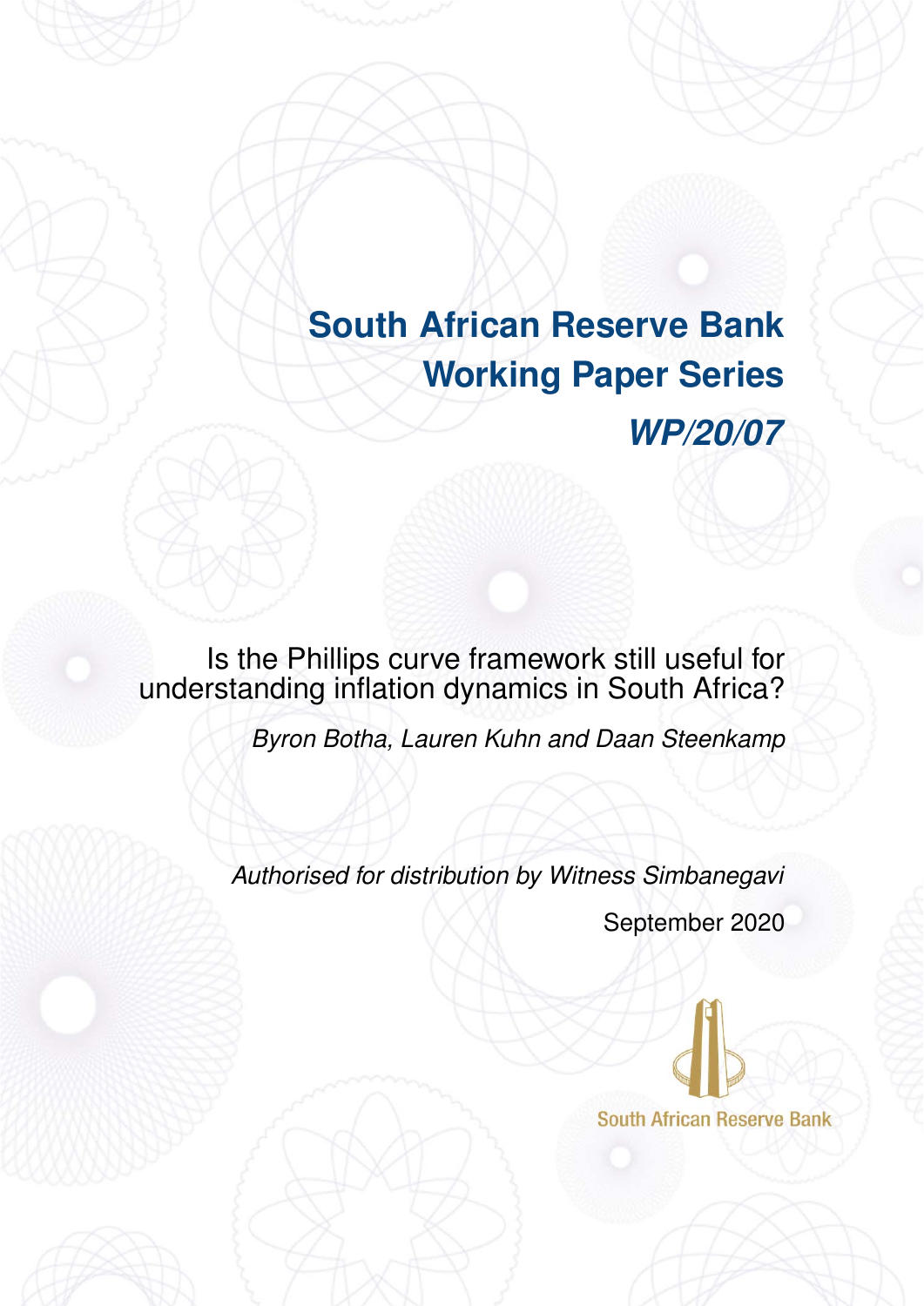# South African Reserve Bank Working Paper Series

## *WP/20/07*

Is the Phillips curve framework still useful for understanding inflation dynamics in South Africa?

*Byron Botha, Lauren Kuhn and Daan Steenkamp*

*Authorised for distribution by Witness Simbanegavi*

September 2020

South African Reserve Bank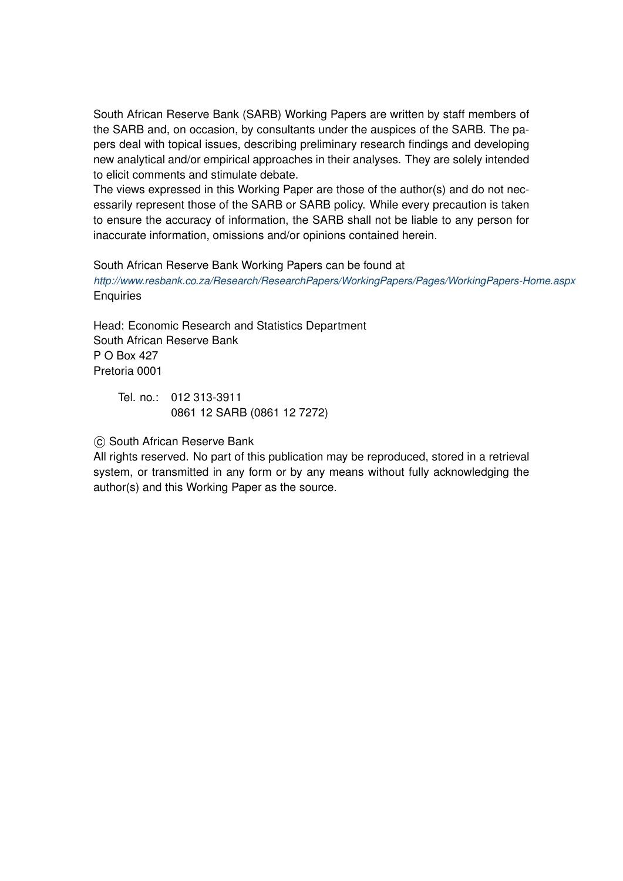South African Reserve Bank (SARB) Working Papers are written by staff members of the SARB and, on occasion, by consultants under the auspices of the SARB. The papers deal with topical issues, describing preliminary research findings and developing new analytical and/or empirical approaches in their analyses. They are solely intended to elicit comments and stimulate debate.

The views expressed in this Working Paper are those of the author(s) and do not necessarily represent those of the SARB or SARB policy. While every precaution is taken to ensure the accuracy of information, the SARB shall not be liable to any person for inaccurate information, omissions and/or opinions contained herein.

South African Reserve Bank Working Papers can be found at
*http://www.resbank.co.za/Research/ResearchPapers/WorkingPapers/Pages/WorkingPapers-Home.aspx*
Enquiries

Head: Economic Research and Statistics Department
South African Reserve Bank
P O Box 427
Pretoria 0001

Tel. no.: 012 313-3911
0861 12 SARB (0861 12 7272)

© South African Reserve Bank
All rights reserved. No part of this publication may be reproduced, stored in a retrieval system, or transmitted in any form or by any means without fully acknowledging the author(s) and this Working Paper as the source.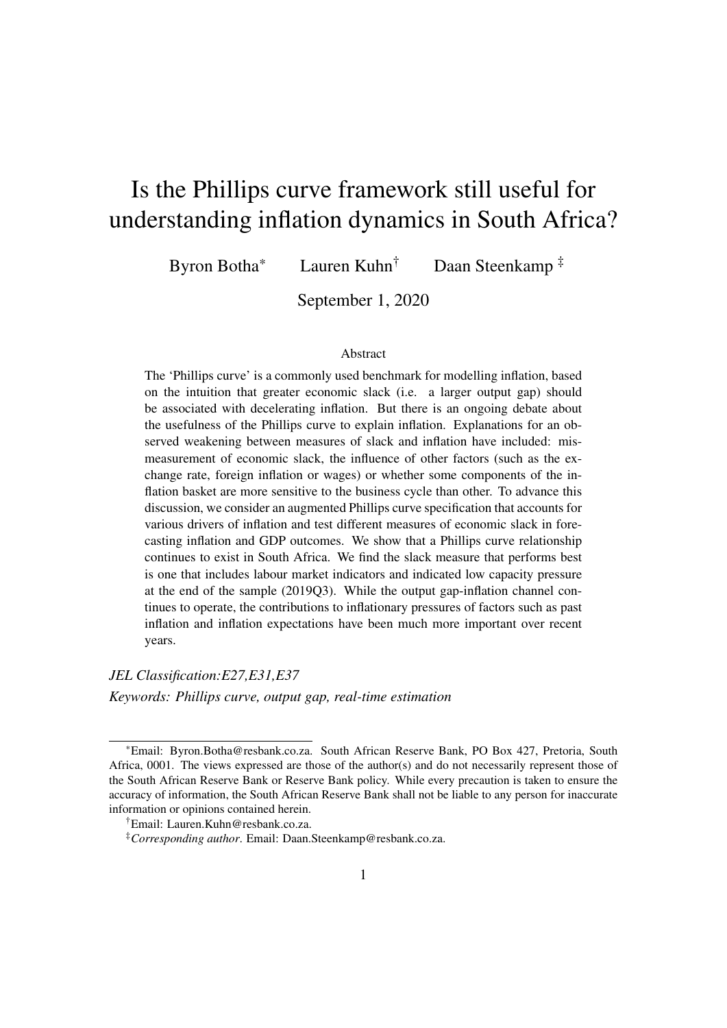# Is the Phillips curve framework still useful for understanding inflation dynamics in South Africa?

Byron Botha[*] Lauren Kuhn[†] Daan Steenkamp [‡]

September 1, 2020

## Abstract

The 'Phillips curve' is a commonly used benchmark for modelling inflation, based on the intuition that greater economic slack (i.e. a larger output gap) should be associated with decelerating inflation. But there is an ongoing debate about the usefulness of the Phillips curve to explain inflation. Explanations for an observed weakening between measures of slack and inflation have included: mismeasurement of economic slack, the influence of other factors (such as the exchange rate, foreign inflation or wages) or whether some components of the inflation basket are more sensitive to the business cycle than other. To advance this discussion, we consider an augmented Phillips curve specification that accounts for various drivers of inflation and test different measures of economic slack in forecasting inflation and GDP outcomes. We show that a Phillips curve relationship continues to exist in South Africa. We find the slack measure that performs best is one that includes labour market indicators and indicated low capacity pressure at the end of the sample (2019Q3). While the output gap-inflation channel continues to operate, the contributions to inflationary pressures of factors such as past inflation and inflation expectations have been much more important over recent years.

*JEL Classification:E27,E31,E37*

*Keywords: Phillips curve, output gap, real-time estimation*

---

[*] Email: Byron.Botha@resbank.co.za. South African Reserve Bank, PO Box 427, Pretoria, South Africa, 0001. The views expressed are those of the author(s) and do not necessarily represent those of the South African Reserve Bank or Reserve Bank policy. While every precaution is taken to ensure the accuracy of information, the South African Reserve Bank shall not be liable to any person for inaccurate information or opinions contained herein.

[†] Email: Lauren.Kuhn@resbank.co.za.

[‡] *Corresponding author*. Email: Daan.Steenkamp@resbank.co.za.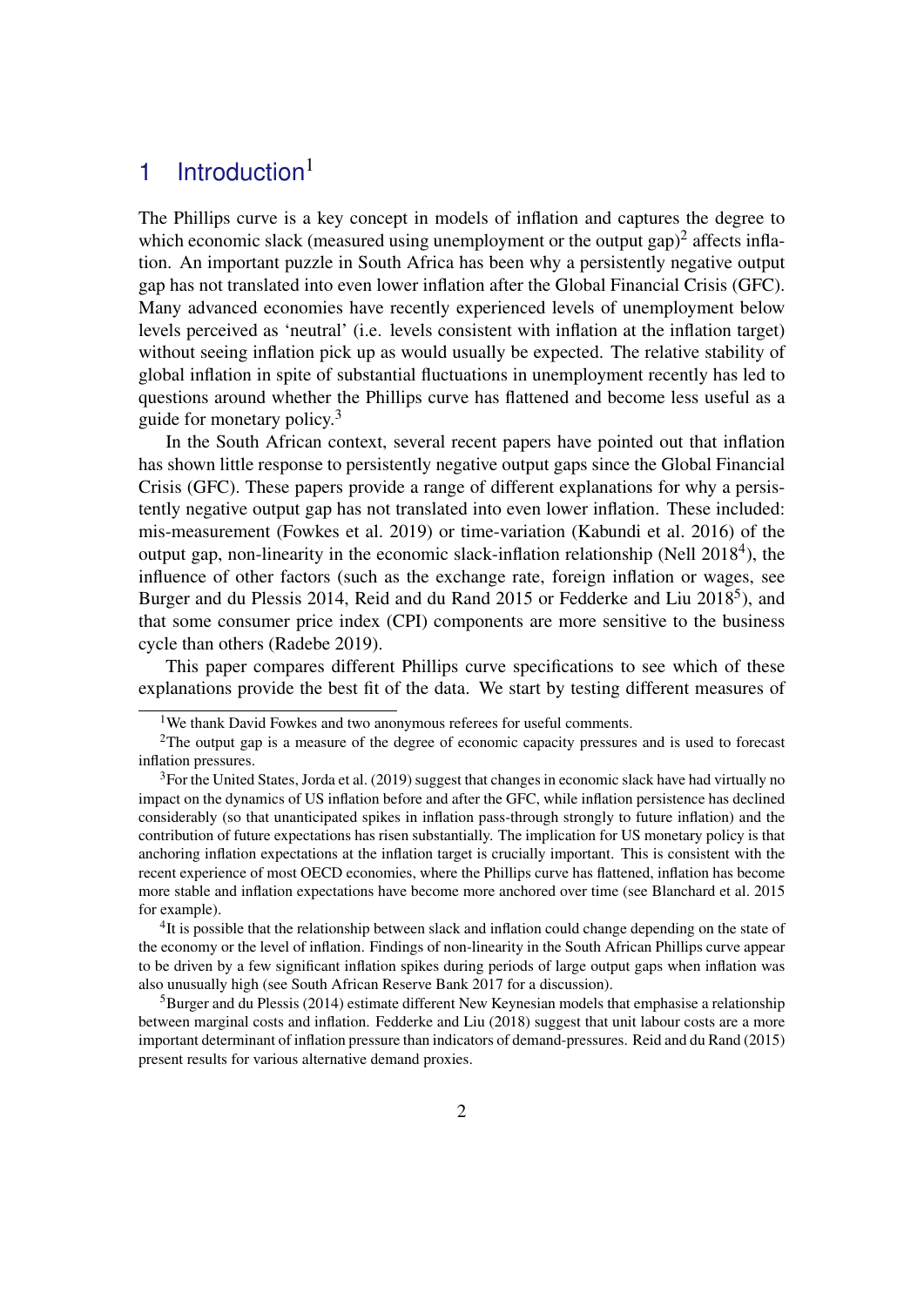# 1 Introduction[1]

The Phillips curve is a key concept in models of inflation and captures the degree to which economic slack (measured using unemployment or the output gap)[2] affects inflation. An important puzzle in South Africa has been why a persistently negative output gap has not translated into even lower inflation after the Global Financial Crisis (GFC). Many advanced economies have recently experienced levels of unemployment below levels perceived as 'neutral' (i.e. levels consistent with inflation at the inflation target) without seeing inflation pick up as would usually be expected. The relative stability of global inflation in spite of substantial fluctuations in unemployment recently has led to questions around whether the Phillips curve has flattened and become less useful as a guide for monetary policy.[3]

In the South African context, several recent papers have pointed out that inflation has shown little response to persistently negative output gaps since the Global Financial Crisis (GFC). These papers provide a range of different explanations for why a persistently negative output gap has not translated into even lower inflation. These included: mis-measurement (Fowkes et al. 2019) or time-variation (Kabundi et al. 2016) of the output gap, non-linearity in the economic slack-inflation relationship (Nell 2018[4]), the influence of other factors (such as the exchange rate, foreign inflation or wages, see Burger and du Plessis 2014, Reid and du Rand 2015 or Fedderke and Liu 2018[5]), and that some consumer price index (CPI) components are more sensitive to the business cycle than others (Radebe 2019).

This paper compares different Phillips curve specifications to see which of these explanations provide the best fit of the data. We start by testing different measures of

---

[1] We thank David Fowkes and two anonymous referees for useful comments.

[2] The output gap is a measure of the degree of economic capacity pressures and is used to forecast inflation pressures.

[3] For the United States, Jorda et al. (2019) suggest that changes in economic slack have had virtually no impact on the dynamics of US inflation before and after the GFC, while inflation persistence has declined considerably (so that unanticipated spikes in inflation pass-through strongly to future inflation) and the contribution of future expectations has risen substantially. The implication for US monetary policy is that anchoring inflation expectations at the inflation target is crucially important. This is consistent with the recent experience of most OECD economies, where the Phillips curve has flattened, inflation has become more stable and inflation expectations have become more anchored over time (see Blanchard et al. 2015 for example).

[4] It is possible that the relationship between slack and inflation could change depending on the state of the economy or the level of inflation. Findings of non-linearity in the South African Phillips curve appear to be driven by a few significant inflation spikes during periods of large output gaps when inflation was also unusually high (see South African Reserve Bank 2017 for a discussion).

[5] Burger and du Plessis (2014) estimate different New Keynesian models that emphasise a relationship between marginal costs and inflation. Fedderke and Liu (2018) suggest that unit labour costs are a more important determinant of inflation pressure than indicators of demand-pressures. Reid and du Rand (2015) present results for various alternative demand proxies.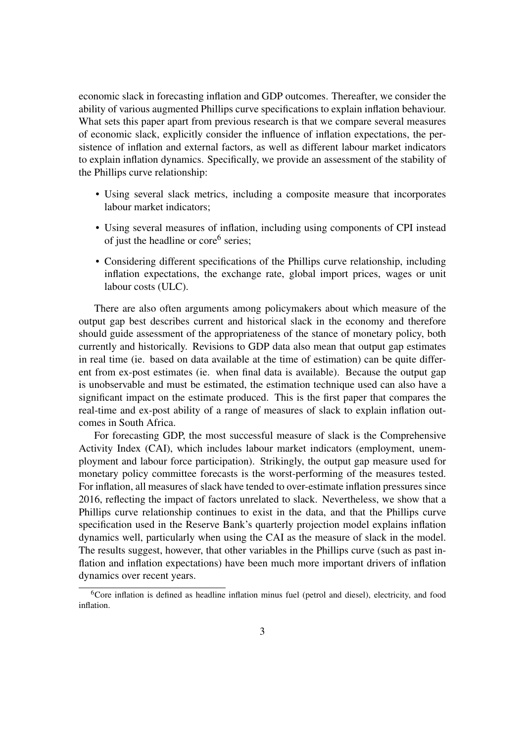economic slack in forecasting inflation and GDP outcomes. Thereafter, we consider the ability of various augmented Phillips curve specifications to explain inflation behaviour. What sets this paper apart from previous research is that we compare several measures of economic slack, explicitly consider the influence of inflation expectations, the persistence of inflation and external factors, as well as different labour market indicators to explain inflation dynamics. Specifically, we provide an assessment of the stability of the Phillips curve relationship:

- Using several slack metrics, including a composite measure that incorporates labour market indicators;
- Using several measures of inflation, including using components of CPI instead of just the headline or core[6] series;
- Considering different specifications of the Phillips curve relationship, including inflation expectations, the exchange rate, global import prices, wages or unit labour costs (ULC).

There are also often arguments among policymakers about which measure of the output gap best describes current and historical slack in the economy and therefore should guide assessment of the appropriateness of the stance of monetary policy, both currently and historically. Revisions to GDP data also mean that output gap estimates in real time (ie. based on data available at the time of estimation) can be quite different from ex-post estimates (ie. when final data is available). Because the output gap is unobservable and must be estimated, the estimation technique used can also have a significant impact on the estimate produced. This is the first paper that compares the real-time and ex-post ability of a range of measures of slack to explain inflation outcomes in South Africa.

For forecasting GDP, the most successful measure of slack is the Comprehensive Activity Index (CAI), which includes labour market indicators (employment, unemployment and labour force participation). Strikingly, the output gap measure used for monetary policy committee forecasts is the worst-performing of the measures tested. For inflation, all measures of slack have tended to over-estimate inflation pressures since 2016, reflecting the impact of factors unrelated to slack. Nevertheless, we show that a Phillips curve relationship continues to exist in the data, and that the Phillips curve specification used in the Reserve Bank's quarterly projection model explains inflation dynamics well, particularly when using the CAI as the measure of slack in the model. The results suggest, however, that other variables in the Phillips curve (such as past inflation and inflation expectations) have been much more important drivers of inflation dynamics over recent years.

[6] Core inflation is defined as headline inflation minus fuel (petrol and diesel), electricity, and food inflation.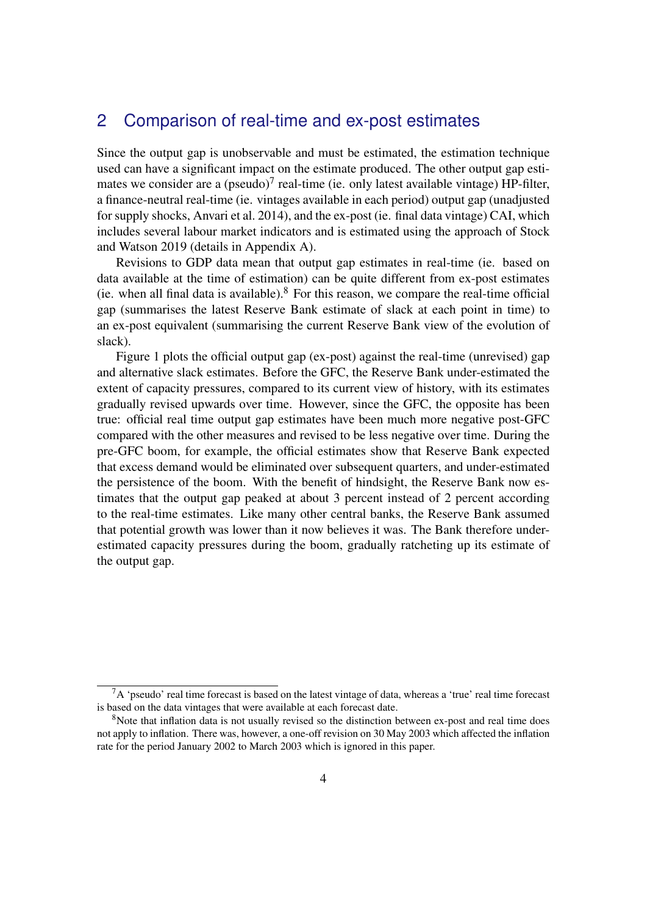## 2 Comparison of real-time and ex-post estimates

Since the output gap is unobservable and must be estimated, the estimation technique used can have a significant impact on the estimate produced. The other output gap estimates we consider are a (pseudo)[7] real-time (ie. only latest available vintage) HP-filter, a finance-neutral real-time (ie. vintages available in each period) output gap (unadjusted for supply shocks, Anvari et al. 2014), and the ex-post (ie. final data vintage) CAI, which includes several labour market indicators and is estimated using the approach of Stock and Watson 2019 (details in Appendix A).

Revisions to GDP data mean that output gap estimates in real-time (ie. based on data available at the time of estimation) can be quite different from ex-post estimates (ie. when all final data is available).[8] For this reason, we compare the real-time official gap (summarises the latest Reserve Bank estimate of slack at each point in time) to an ex-post equivalent (summarising the current Reserve Bank view of the evolution of slack).

Figure 1 plots the official output gap (ex-post) against the real-time (unrevised) gap and alternative slack estimates. Before the GFC, the Reserve Bank under-estimated the extent of capacity pressures, compared to its current view of history, with its estimates gradually revised upwards over time. However, since the GFC, the opposite has been true: official real time output gap estimates have been much more negative post-GFC compared with the other measures and revised to be less negative over time. During the pre-GFC boom, for example, the official estimates show that Reserve Bank expected that excess demand would be eliminated over subsequent quarters, and under-estimated the persistence of the boom. With the benefit of hindsight, the Reserve Bank now estimates that the output gap peaked at about 3 percent instead of 2 percent according to the real-time estimates. Like many other central banks, the Reserve Bank assumed that potential growth was lower than it now believes it was. The Bank therefore under-estimated capacity pressures during the boom, gradually ratcheting up its estimate of the output gap.

[7] A 'pseudo' real time forecast is based on the latest vintage of data, whereas a 'true' real time forecast is based on the data vintages that were available at each forecast date.

[8] Note that inflation data is not usually revised so the distinction between ex-post and real time does not apply to inflation. There was, however, a one-off revision on 30 May 2003 which affected the inflation rate for the period January 2002 to March 2003 which is ignored in this paper.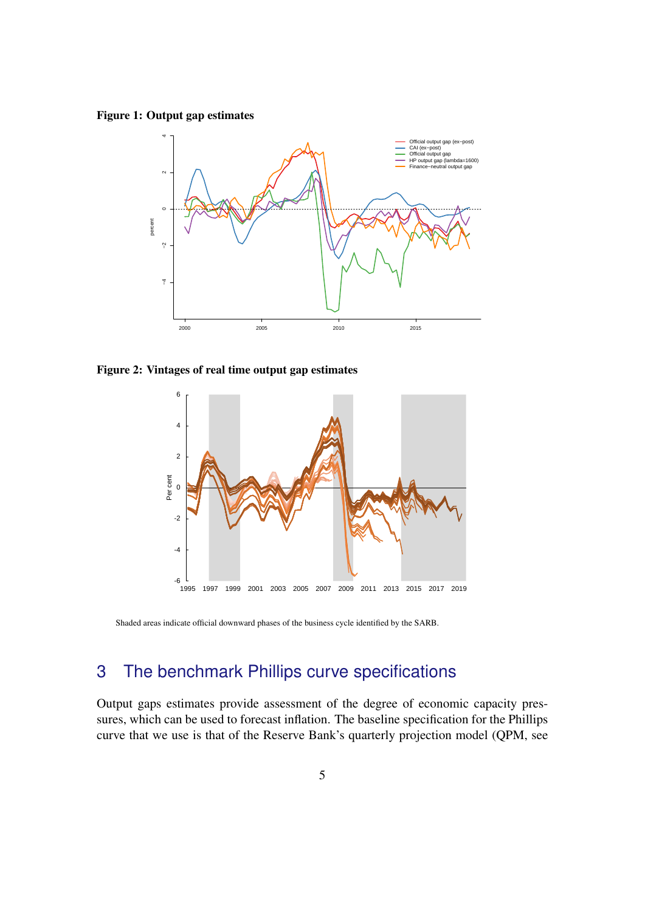**Figure 1: Output gap estimates**

**Figure 2: Vintages of real time output gap estimates**

Shaded areas indicate official downward phases of the business cycle identified by the SARB.

## 3 The benchmark Phillips curve specifications

Output gaps estimates provide assessment of the degree of economic capacity pressures, which can be used to forecast inflation. The baseline specification for the Phillips curve that we use is that of the Reserve Bank's quarterly projection model (QPM, see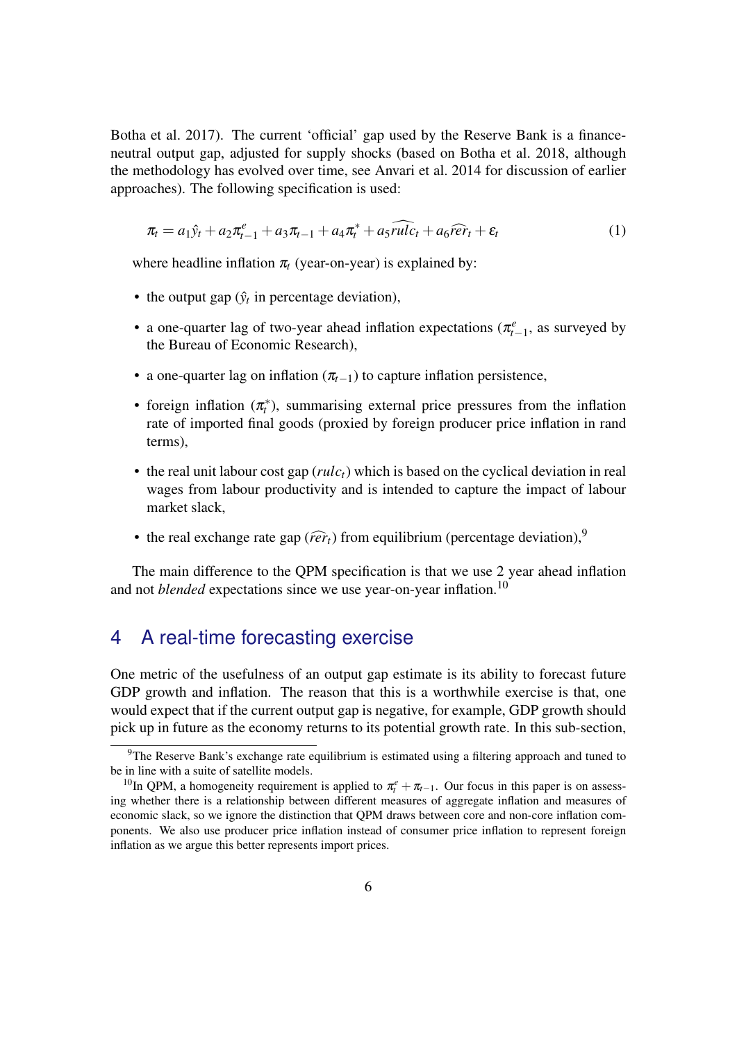Botha et al. 2017). The current 'official' gap used by the Reserve Bank is a finance-neutral output gap, adjusted for supply shocks (based on Botha et al. 2018, although the methodology has evolved over time, see Anvari et al. 2014 for discussion of earlier approaches). The following specification is used:

$$\pi_t = a_1\hat{y}_t + a_2\pi^e_{t-1} + a_3\pi_{t-1} + a_4\pi^*_t + a_5\widehat{rulc}_t + a_6\widehat{rer}_t + \varepsilon_t \tag{1}$$

where headline inflation $\pi_t$ (year-on-year) is explained by:

- the output gap ($\hat{y}_t$ in percentage deviation),
- a one-quarter lag of two-year ahead inflation expectations ($\pi^e_{t-1}$, as surveyed by the Bureau of Economic Research),
- a one-quarter lag on inflation ($\pi_{t-1}$) to capture inflation persistence,
- foreign inflation ($\pi^*_t$), summarising external price pressures from the inflation rate of imported final goods (proxied by foreign producer price inflation in rand terms),
- the real unit labour cost gap ($rulc_t$) which is based on the cyclical deviation in real wages from labour productivity and is intended to capture the impact of labour market slack,
- the real exchange rate gap ($\widehat{rer}_t$) from equilibrium (percentage deviation),[9]

The main difference to the QPM specification is that we use 2 year ahead inflation and not *blended* expectations since we use year-on-year inflation.[10]

## 4 A real-time forecasting exercise

One metric of the usefulness of an output gap estimate is its ability to forecast future GDP growth and inflation. The reason that this is a worthwhile exercise is that, one would expect that if the current output gap is negative, for example, GDP growth should pick up in future as the economy returns to its potential growth rate. In this sub-section,

[9] The Reserve Bank's exchange rate equilibrium is estimated using a filtering approach and tuned to be in line with a suite of satellite models.

[10] In QPM, a homogeneity requirement is applied to $\pi^e_t + \pi_{t-1}$. Our focus in this paper is on assessing whether there is a relationship between different measures of aggregate inflation and measures of economic slack, so we ignore the distinction that QPM draws between core and non-core inflation components. We also use producer price inflation instead of consumer price inflation to represent foreign inflation as we argue this better represents import prices.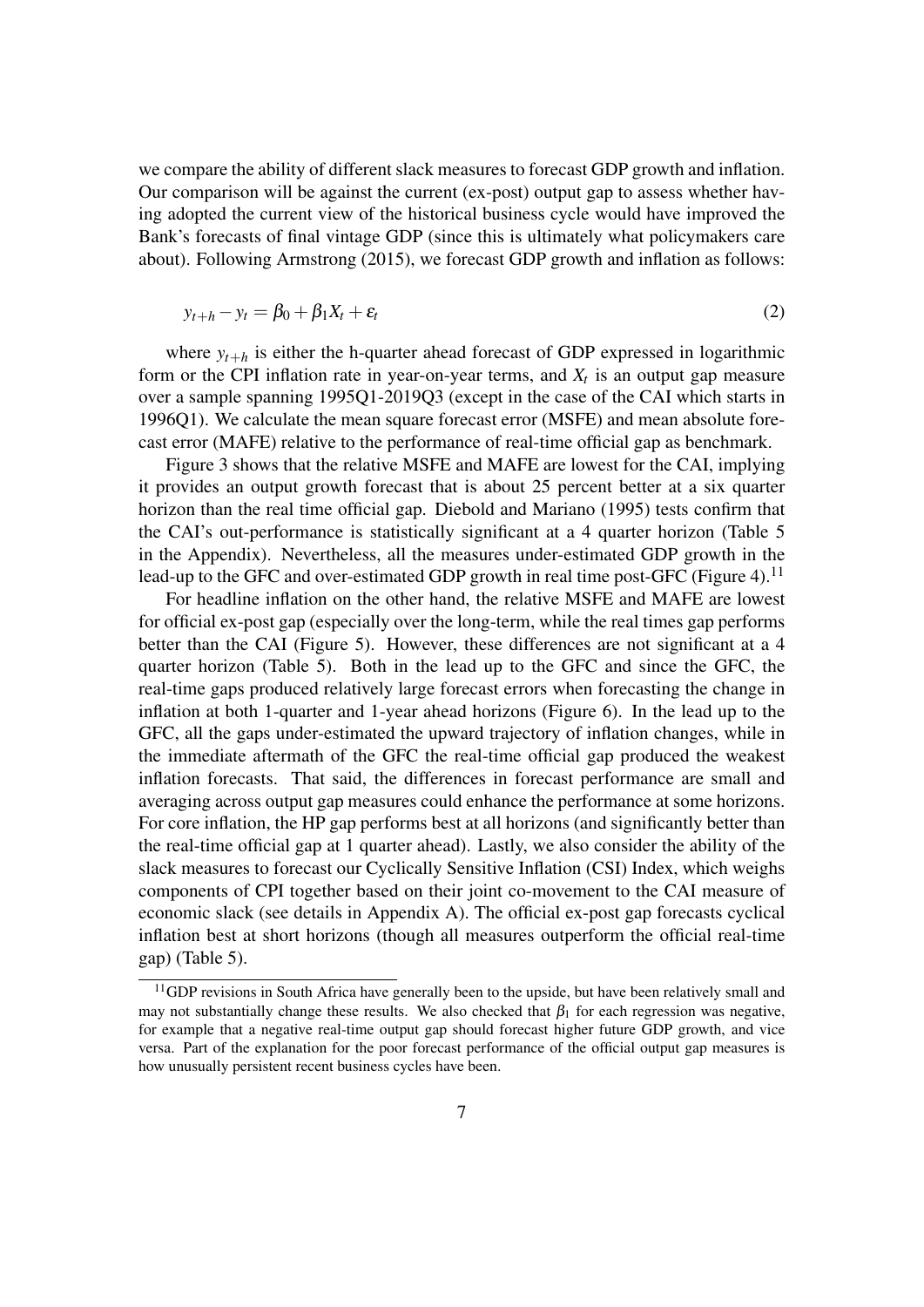we compare the ability of different slack measures to forecast GDP growth and inflation. Our comparison will be against the current (ex-post) output gap to assess whether having adopted the current view of the historical business cycle would have improved the Bank's forecasts of final vintage GDP (since this is ultimately what policymakers care about). Following Armstrong (2015), we forecast GDP growth and inflation as follows:

$$y_{t+h} - y_t = \beta_0 + \beta_1 X_t + \varepsilon_t \tag{2}$$

where $y_{t+h}$ is either the h-quarter ahead forecast of GDP expressed in logarithmic form or the CPI inflation rate in year-on-year terms, and $X_t$ is an output gap measure over a sample spanning 1995Q1-2019Q3 (except in the case of the CAI which starts in 1996Q1). We calculate the mean square forecast error (MSFE) and mean absolute forecast error (MAFE) relative to the performance of real-time official gap as benchmark.

Figure 3 shows that the relative MSFE and MAFE are lowest for the CAI, implying it provides an output growth forecast that is about 25 percent better at a six quarter horizon than the real time official gap. Diebold and Mariano (1995) tests confirm that the CAI's out-performance is statistically significant at a 4 quarter horizon (Table 5 in the Appendix). Nevertheless, all the measures under-estimated GDP growth in the lead-up to the GFC and over-estimated GDP growth in real time post-GFC (Figure 4).[11]

For headline inflation on the other hand, the relative MSFE and MAFE are lowest for official ex-post gap (especially over the long-term, while the real times gap performs better than the CAI (Figure 5). However, these differences are not significant at a 4 quarter horizon (Table 5). Both in the lead up to the GFC and since the GFC, the real-time gaps produced relatively large forecast errors when forecasting the change in inflation at both 1-quarter and 1-year ahead horizons (Figure 6). In the lead up to the GFC, all the gaps under-estimated the upward trajectory of inflation changes, while in the immediate aftermath of the GFC the real-time official gap produced the weakest inflation forecasts. That said, the differences in forecast performance are small and averaging across output gap measures could enhance the performance at some horizons. For core inflation, the HP gap performs best at all horizons (and significantly better than the real-time official gap at 1 quarter ahead). Lastly, we also consider the ability of the slack measures to forecast our Cyclically Sensitive Inflation (CSI) Index, which weighs components of CPI together based on their joint co-movement to the CAI measure of economic slack (see details in Appendix A). The official ex-post gap forecasts cyclical inflation best at short horizons (though all measures outperform the official real-time gap) (Table 5).

[11] GDP revisions in South Africa have generally been to the upside, but have been relatively small and may not substantially change these results. We also checked that $\beta_1$ for each regression was negative, for example that a negative real-time output gap should forecast higher future GDP growth, and vice versa. Part of the explanation for the poor forecast performance of the official output gap measures is how unusually persistent recent business cycles have been.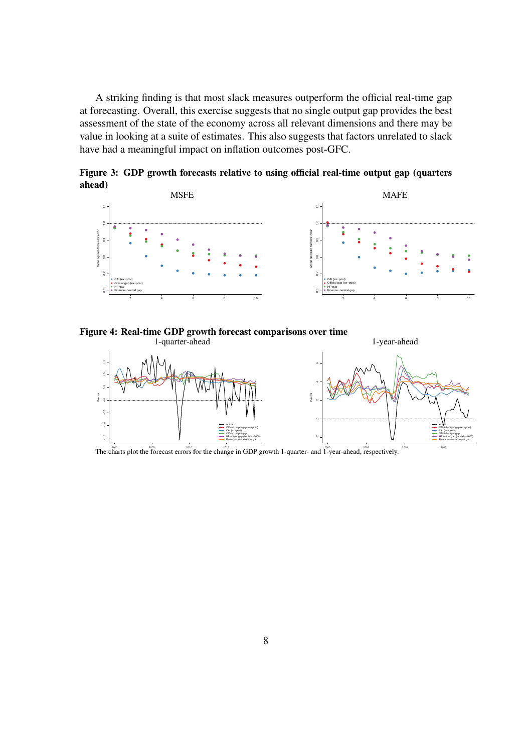A striking finding is that most slack measures outperform the official real-time gap at forecasting. Overall, this exercise suggests that no single output gap provides the best assessment of the state of the economy across all relevant dimensions and there may be value in looking at a suite of estimates. This also suggests that factors unrelated to slack have had a meaningful impact on inflation outcomes post-GFC.

**Figure 3: GDP growth forecasts relative to using official real-time output gap (quarters ahead)**

**Figure 4: Real-time GDP growth forecast comparisons over time**

The charts plot the forecast errors for the change in GDP growth 1-quarter- and 1-year-ahead, respectively.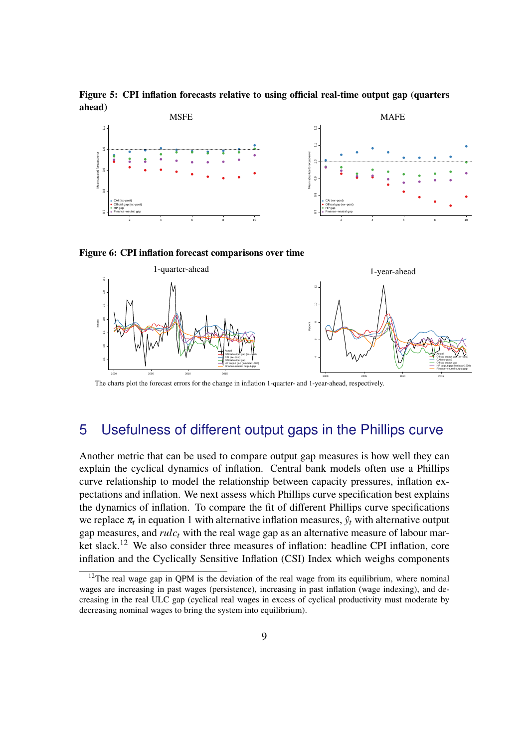**Figure 5: CPI inflation forecasts relative to using official real-time output gap (quarters ahead)**

**Figure 6: CPI inflation forecast comparisons over time**

The charts plot the forecast errors for the change in inflation 1-quarter- and 1-year-ahead, respectively.

# 5 Usefulness of different output gaps in the Phillips curve

Another metric that can be used to compare output gap measures is how well they can explain the cyclical dynamics of inflation. Central bank models often use a Phillips curve relationship to model the relationship between capacity pressures, inflation expectations and inflation. We next assess which Phillips curve specification best explains the dynamics of inflation. To compare the fit of different Phillips curve specifications we replace $\pi_t$ in equation 1 with alternative inflation measures, $\hat{y}_t$ with alternative output gap measures, and $rulc_t$ with the real wage gap as an alternative measure of labour market slack.[12] We also consider three measures of inflation: headline CPI inflation, core inflation and the Cyclically Sensitive Inflation (CSI) Index which weighs components

[12] The real wage gap in QPM is the deviation of the real wage from its equilibrium, where nominal wages are increasing in past wages (persistence), increasing in past inflation (wage indexing), and decreasing in the real ULC gap (cyclical real wages in excess of cyclical productivity must moderate by decreasing nominal wages to bring the system into equilibrium).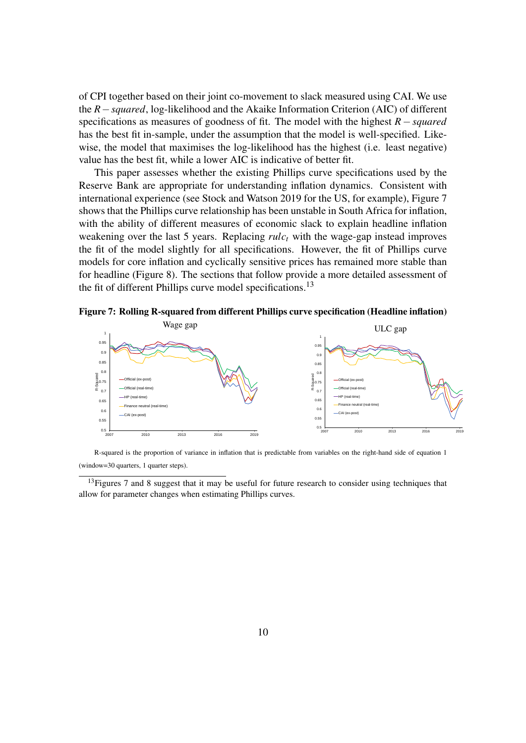of CPI together based on their joint co-movement to slack measured using CAI. We use the $R-squared$, log-likelihood and the Akaike Information Criterion (AIC) of different specifications as measures of goodness of fit. The model with the highest $R-squared$ has the best fit in-sample, under the assumption that the model is well-specified. Likewise, the model that maximises the log-likelihood has the highest (i.e. least negative) value has the best fit, while a lower AIC is indicative of better fit.

This paper assesses whether the existing Phillips curve specifications used by the Reserve Bank are appropriate for understanding inflation dynamics. Consistent with international experience (see Stock and Watson 2019 for the US, for example), Figure 7 shows that the Phillips curve relationship has been unstable in South Africa for inflation, with the ability of different measures of economic slack to explain headline inflation weakening over the last 5 years. Replacing $rulc_t$ with the wage-gap instead improves the fit of the model slightly for all specifications. However, the fit of Phillips curve models for core inflation and cyclically sensitive prices has remained more stable than for headline (Figure 8). The sections that follow provide a more detailed assessment of the fit of different Phillips curve model specifications.[13]

**Figure 7: Rolling R-squared from different Phillips curve specification (Headline inflation)**

R-squared is the proportion of variance in inflation that is predictable from variables on the right-hand side of equation 1 (window=30 quarters, 1 quarter steps).

[13] Figures 7 and 8 suggest that it may be useful for future research to consider using techniques that allow for parameter changes when estimating Phillips curves.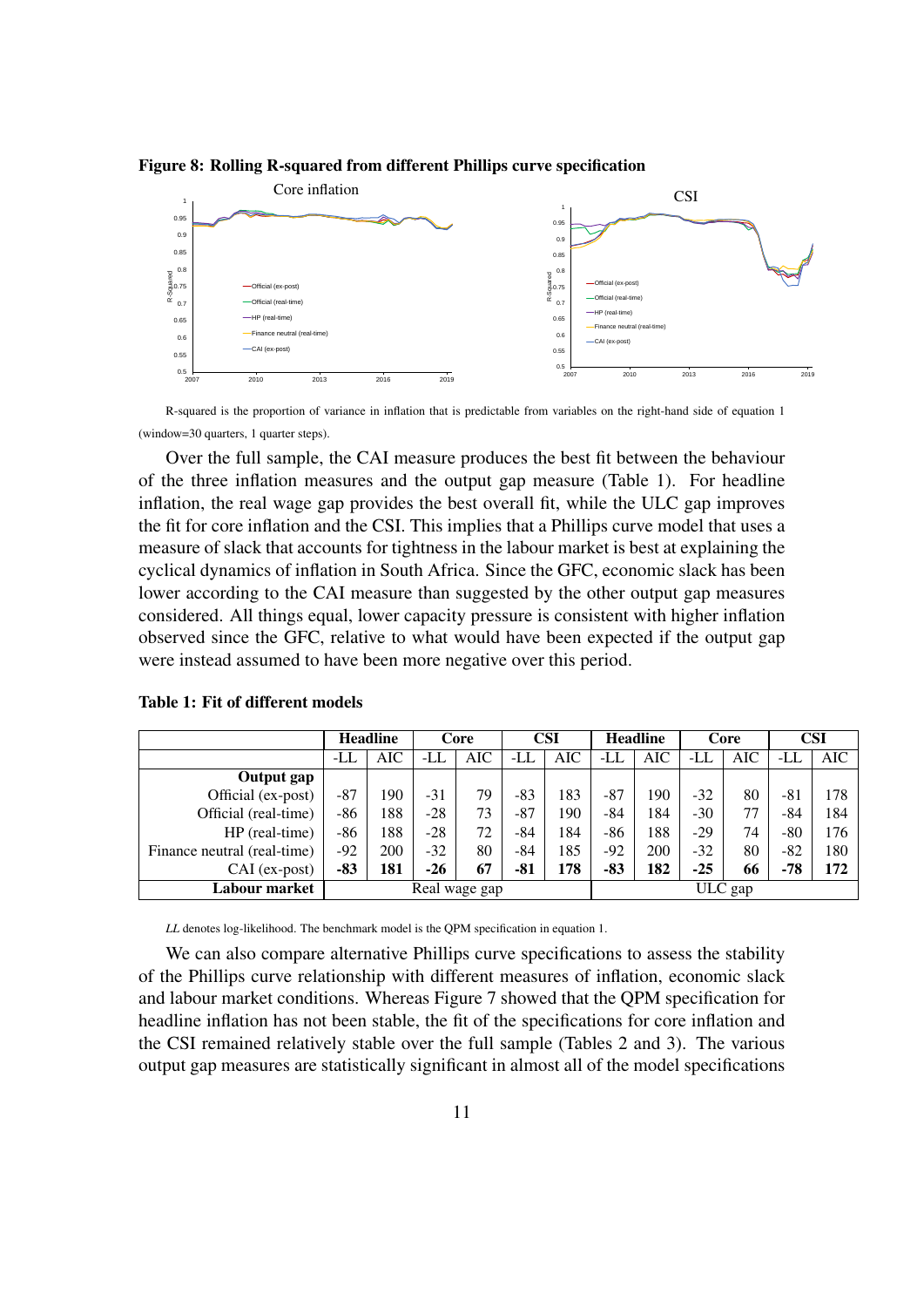**Figure 8: Rolling R-squared from different Phillips curve specification**

R-squared is the proportion of variance in inflation that is predictable from variables on the right-hand side of equation 1 (window=30 quarters, 1 quarter steps).

Over the full sample, the CAI measure produces the best fit between the behaviour of the three inflation measures and the output gap measure (Table 1). For headline inflation, the real wage gap provides the best overall fit, while the ULC gap improves the fit for core inflation and the CSI. This implies that a Phillips curve model that uses a measure of slack that accounts for tightness in the labour market is best at explaining the cyclical dynamics of inflation in South Africa. Since the GFC, economic slack has been lower according to the CAI measure than suggested by the other output gap measures considered. All things equal, lower capacity pressure is consistent with higher inflation observed since the GFC, relative to what would have been expected if the output gap were instead assumed to have been more negative over this period.

**Table 1: Fit of different models**

| | Headline | | Core | | CSI | | Headline | | Core | | CSI | |
|---|---|---|---|---|---|---|---|---|---|---|---|---|
| | -LL | AIC | -LL | AIC | -LL | AIC | -LL | AIC | -LL | AIC | -LL | AIC |
| **Output gap** | | | | | | | | | | | | |
| Official (ex-post) | -87 | 190 | -31 | 79 | -83 | 183 | -87 | 190 | -32 | 80 | -81 | 178 |
| Official (real-time) | -86 | 188 | -28 | 73 | -87 | 190 | -84 | 184 | -30 | 77 | -84 | 184 |
| HP (real-time) | -86 | 188 | -28 | 72 | -84 | 184 | -86 | 188 | -29 | 74 | -80 | 176 |
| Finance neutral (real-time) | -92 | 200 | -32 | 80 | -84 | 185 | -92 | 200 | -32 | 80 | -82 | 180 |
| CAI (ex-post) | **-83** | **181** | **-26** | **67** | **-81** | **178** | **-83** | **182** | **-25** | **66** | **-78** | **172** |
| **Labour market** | Real wage gap | | | | | | ULC gap | | | | | |

*LL* denotes log-likelihood. The benchmark model is the QPM specification in equation 1.

We can also compare alternative Phillips curve specifications to assess the stability of the Phillips curve relationship with different measures of inflation, economic slack and labour market conditions. Whereas Figure 7 showed that the QPM specification for headline inflation has not been stable, the fit of the specifications for core inflation and the CSI remained relatively stable over the full sample (Tables 2 and 3). The various output gap measures are statistically significant in almost all of the model specifications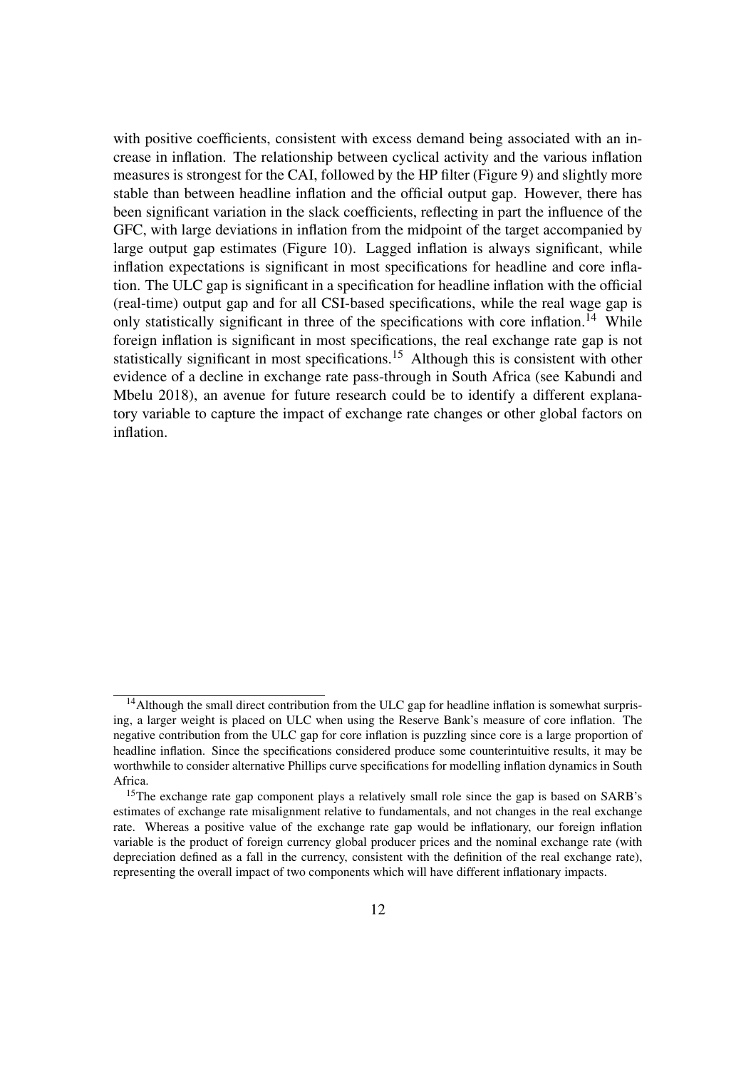with positive coefficients, consistent with excess demand being associated with an increase in inflation. The relationship between cyclical activity and the various inflation measures is strongest for the CAI, followed by the HP filter (Figure 9) and slightly more stable than between headline inflation and the official output gap. However, there has been significant variation in the slack coefficients, reflecting in part the influence of the GFC, with large deviations in inflation from the midpoint of the target accompanied by large output gap estimates (Figure 10). Lagged inflation is always significant, while inflation expectations is significant in most specifications for headline and core inflation. The ULC gap is significant in a specification for headline inflation with the official (real-time) output gap and for all CSI-based specifications, while the real wage gap is only statistically significant in three of the specifications with core inflation.[14] While foreign inflation is significant in most specifications, the real exchange rate gap is not statistically significant in most specifications.[15] Although this is consistent with other evidence of a decline in exchange rate pass-through in South Africa (see Kabundi and Mbelu 2018), an avenue for future research could be to identify a different explanatory variable to capture the impact of exchange rate changes or other global factors on inflation.

---

[14] Although the small direct contribution from the ULC gap for headline inflation is somewhat surprising, a larger weight is placed on ULC when using the Reserve Bank's measure of core inflation. The negative contribution from the ULC gap for core inflation is puzzling since core is a large proportion of headline inflation. Since the specifications considered produce some counterintuitive results, it may be worthwhile to consider alternative Phillips curve specifications for modelling inflation dynamics in South Africa.

[15] The exchange rate gap component plays a relatively small role since the gap is based on SARB's estimates of exchange rate misalignment relative to fundamentals, and not changes in the real exchange rate. Whereas a positive value of the exchange rate gap would be inflationary, our foreign inflation variable is the product of foreign currency global producer prices and the nominal exchange rate (with depreciation defined as a fall in the currency, consistent with the definition of the real exchange rate), representing the overall impact of two components which will have different inflationary impacts.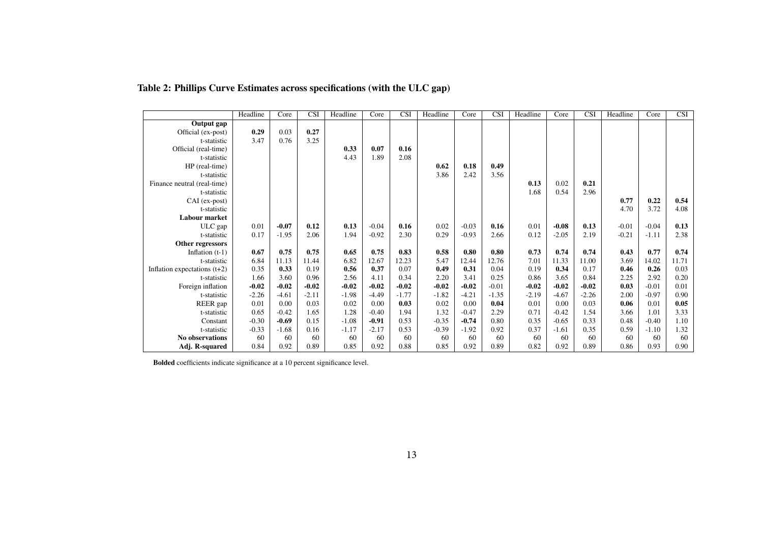**Table 2: Phillips Curve Estimates across specifications (with the ULC gap)**

| | Headline | Core | CSI | Headline | Core | CSI | Headline | Core | CSI | Headline | Core | CSI | Headline | Core | CSI |
|---|---|---|---|---|---|---|---|---|---|---|---|---|---|---|---|
| **Output gap** | | | | | | | | | | | | | | | |
| Official (ex-post) | **0.29** | 0.03 | **0.27** | | | | | | | | | | | | |
| t-statistic | 3.47 | 0.76 | 3.25 | | | | | | | | | | | | |
| Official (real-time) | | | | **0.33** | **0.07** | **0.16** | | | | | | | | | |
| t-statistic | | | | 4.43 | 1.89 | 2.08 | | | | | | | | | |
| HP (real-time) | | | | | | | **0.62** | **0.18** | **0.49** | | | | | | |
| t-statistic | | | | | | | 3.86 | 2.42 | 3.56 | | | | | | |
| Finance neutral (real-time) | | | | | | | | | | **0.13** | 0.02 | **0.21** | | | |
| t-statistic | | | | | | | | | | 1.68 | 0.54 | 2.96 | | | |
| CAI (ex-post) | | | | | | | | | | | | | **0.77** | **0.22** | **0.54** |
| t-statistic | | | | | | | | | | | | | 4.70 | 3.72 | 4.08 |
| **Labour market** | | | | | | | | | | | | | | | |
| ULC gap | 0.01 | **-0.07** | **0.12** | **0.13** | -0.04 | **0.16** | 0.02 | -0.03 | **0.16** | 0.01 | **-0.08** | **0.13** | -0.01 | -0.04 | **0.13** |
| t-statistic | 0.17 | -1.95 | 2.06 | 1.94 | -0.92 | 2.30 | 0.29 | -0.93 | 2.66 | 0.12 | -2.05 | 2.19 | -0.21 | -1.11 | 2.38 |
| **Other regressors** | | | | | | | | | | | | | | | |
| Inflation (t-1) | **0.67** | **0.75** | **0.75** | **0.65** | **0.75** | **0.83** | **0.58** | **0.80** | **0.80** | **0.73** | **0.74** | **0.74** | **0.43** | **0.77** | **0.74** |
| t-statistic | 6.84 | 11.13 | 11.44 | 6.82 | 12.67 | 12.23 | 5.47 | 12.44 | 12.76 | 7.01 | 11.33 | 11.00 | 3.69 | 14.02 | 11.71 |
| Inflation expectations (t+2) | 0.35 | **0.33** | 0.19 | **0.56** | **0.37** | 0.07 | **0.49** | **0.31** | 0.04 | 0.19 | **0.34** | 0.17 | **0.46** | **0.26** | 0.03 |
| t-statistic | 1.66 | 3.60 | 0.96 | 2.56 | 4.11 | 0.34 | 2.20 | 3.41 | 0.25 | 0.86 | 3.65 | 0.84 | 2.25 | 2.92 | 0.20 |
| Foreign inflation | **-0.02** | **-0.02** | **-0.02** | **-0.02** | **-0.02** | **-0.02** | **-0.02** | **-0.02** | -0.01 | **-0.02** | **-0.02** | **-0.02** | **0.03** | -0.01 | 0.01 |
| t-statistic | -2.26 | -4.61 | -2.11 | -1.98 | -4.49 | -1.77 | -1.82 | -4.21 | -1.35 | -2.19 | -4.67 | -2.26 | 2.00 | -0.97 | 0.90 |
| REER gap | 0.01 | 0.00 | 0.03 | 0.02 | 0.00 | **0.03** | 0.02 | 0.00 | **0.04** | 0.01 | 0.00 | 0.03 | **0.06** | 0.01 | **0.05** |
| t-statistic | 0.65 | -0.42 | 1.65 | 1.28 | -0.40 | 1.94 | 1.32 | -0.47 | 2.29 | 0.71 | -0.42 | 1.54 | 3.66 | 1.01 | 3.33 |
| Constant | -0.30 | **-0.69** | 0.15 | -1.08 | **-0.91** | 0.53 | -0.35 | **-0.74** | 0.80 | 0.35 | -0.65 | 0.33 | 0.48 | -0.40 | 1.10 |
| t-statistic | -0.33 | -1.68 | 0.16 | -1.17 | -2.17 | 0.53 | -0.39 | -1.92 | 0.92 | 0.37 | -1.61 | 0.35 | 0.59 | -1.10 | 1.32 |
| **No observations** | 60 | 60 | 60 | 60 | 60 | 60 | 60 | 60 | 60 | 60 | 60 | 60 | 60 | 60 | 60 |
| **Adj. R-squared** | 0.84 | 0.92 | 0.89 | 0.85 | 0.92 | 0.88 | 0.85 | 0.92 | 0.89 | 0.82 | 0.92 | 0.89 | 0.86 | 0.93 | 0.90 |

**Bolded** coefficients indicate significance at a 10 percent significance level.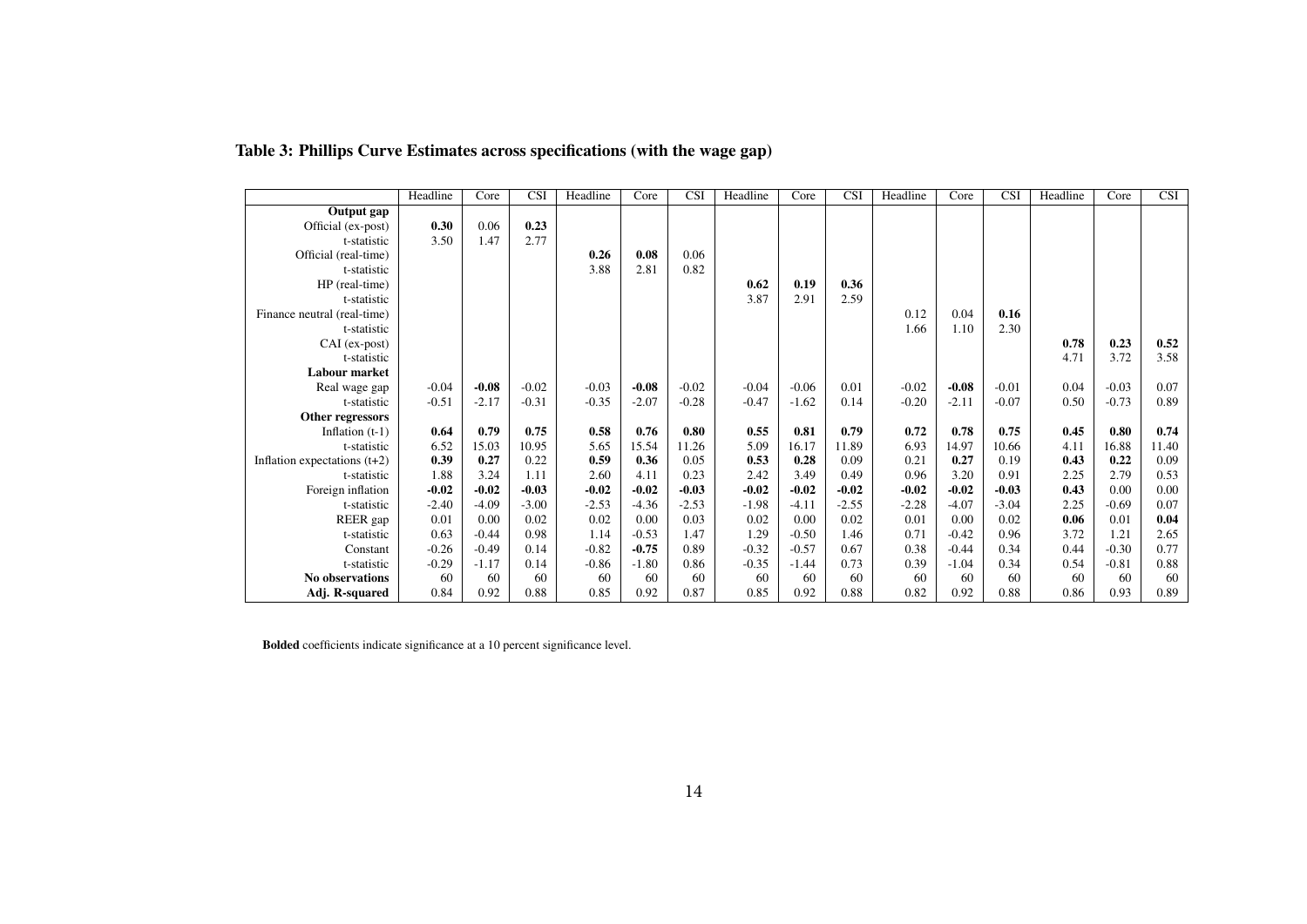### Table 3: Phillips Curve Estimates across specifications (with the wage gap)

| | Headline | Core | CSI | Headline | Core | CSI | Headline | Core | CSI | Headline | Core | CSI | Headline | Core | CSI |
|---|---|---|---|---|---|---|---|---|---|---|---|---|---|---|---|
| **Output gap** | | | | | | | | | | | | | | | |
| Official (ex-post) | **0.30** | 0.06 | **0.23** | | | | | | | | | | | | |
| t-statistic | 3.50 | 1.47 | 2.77 | | | | | | | | | | | | |
| Official (real-time) | | | | **0.26** | **0.08** | 0.06 | | | | | | | | | |
| t-statistic | | | | 3.88 | 2.81 | 0.82 | | | | | | | | | |
| HP (real-time) | | | | | | | **0.62** | **0.19** | **0.36** | | | | | | |
| t-statistic | | | | | | | 3.87 | 2.91 | 2.59 | | | | | | |
| Finance neutral (real-time) | | | | | | | | | | 0.12 | 0.04 | **0.16** | | | |
| t-statistic | | | | | | | | | | 1.66 | 1.10 | 2.30 | | | |
| CAI (ex-post) | | | | | | | | | | | | | **0.78** | **0.23** | **0.52** |
| t-statistic | | | | | | | | | | | | | 4.71 | 3.72 | 3.58 |
| **Labour market** | | | | | | | | | | | | | | | |
| Real wage gap | -0.04 | **-0.08** | -0.02 | -0.03 | **-0.08** | -0.02 | -0.04 | -0.06 | 0.01 | -0.02 | **-0.08** | -0.01 | 0.04 | -0.03 | 0.07 |
| t-statistic | -0.51 | -2.17 | -0.31 | -0.35 | -2.07 | -0.28 | -0.47 | -1.62 | 0.14 | -0.20 | -2.11 | -0.07 | 0.50 | -0.73 | 0.89 |
| **Other regressors** | | | | | | | | | | | | | | | |
| Inflation (t-1) | **0.64** | **0.79** | **0.75** | **0.58** | **0.76** | **0.80** | **0.55** | **0.81** | **0.79** | **0.72** | **0.78** | **0.75** | **0.45** | **0.80** | **0.74** |
| t-statistic | 6.52 | 15.03 | 10.95 | 5.65 | 15.54 | 11.26 | 5.09 | 16.17 | 11.89 | 6.93 | 14.97 | 10.66 | 4.11 | 16.88 | 11.40 |
| Inflation expectations (t+2) | **0.39** | **0.27** | 0.22 | **0.59** | **0.36** | 0.05 | **0.53** | **0.28** | 0.09 | 0.21 | **0.27** | 0.19 | **0.43** | **0.22** | 0.09 |
| t-statistic | 1.88 | 3.24 | 1.11 | 2.60 | 4.11 | 0.23 | 2.42 | 3.49 | 0.49 | 0.96 | 3.20 | 0.91 | 2.25 | 2.79 | 0.53 |
| Foreign inflation | **-0.02** | **-0.02** | **-0.03** | **-0.02** | **-0.02** | **-0.03** | **-0.02** | **-0.02** | **-0.02** | **-0.02** | **-0.02** | **-0.03** | **0.43** | 0.00 | 0.00 |
| t-statistic | -2.40 | -4.09 | -3.00 | -2.53 | -4.36 | -2.53 | -1.98 | -4.11 | -2.55 | -2.28 | -4.07 | -3.04 | 2.25 | -0.69 | 0.07 |
| REER gap | 0.01 | 0.00 | 0.02 | 0.02 | 0.00 | 0.03 | 0.02 | 0.00 | 0.02 | 0.01 | 0.00 | 0.02 | **0.06** | 0.01 | **0.04** |
| t-statistic | 0.63 | -0.44 | 0.98 | 1.14 | -0.53 | 1.47 | 1.29 | -0.50 | 1.46 | 0.71 | -0.42 | 0.96 | 3.72 | 1.21 | 2.65 |
| Constant | -0.26 | -0.49 | 0.14 | -0.82 | **-0.75** | 0.89 | -0.32 | -0.57 | 0.67 | 0.38 | -0.44 | 0.34 | 0.44 | -0.30 | 0.77 |
| t-statistic | -0.29 | -1.17 | 0.14 | -0.86 | -1.80 | 0.86 | -0.35 | -1.44 | 0.73 | 0.39 | -1.04 | 0.34 | 0.54 | -0.81 | 0.88 |
| **No observations** | 60 | 60 | 60 | 60 | 60 | 60 | 60 | 60 | 60 | 60 | 60 | 60 | 60 | 60 | 60 |
| **Adj. R-squared** | 0.84 | 0.92 | 0.88 | 0.85 | 0.92 | 0.87 | 0.85 | 0.92 | 0.88 | 0.82 | 0.92 | 0.88 | 0.86 | 0.93 | 0.89 |

**Bolded** coefficients indicate significance at a 10 percent significance level.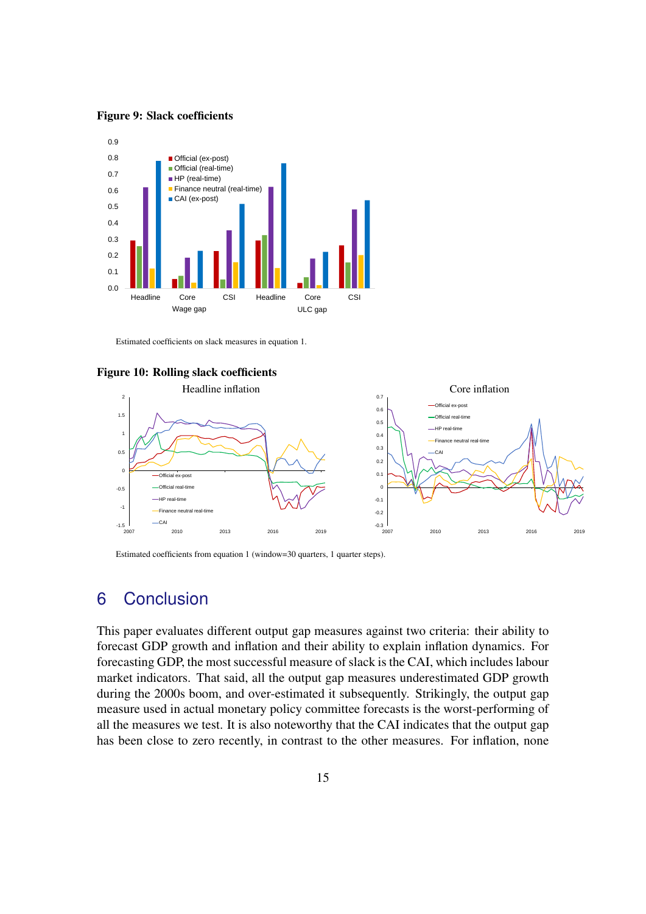**Figure 9: Slack coefficients**

Estimated coefficients on slack measures in equation 1.

**Figure 10: Rolling slack coefficients**

Estimated coefficients from equation 1 (window=30 quarters, 1 quarter steps).

# 6 Conclusion

This paper evaluates different output gap measures against two criteria: their ability to forecast GDP growth and inflation and their ability to explain inflation dynamics. For forecasting GDP, the most successful measure of slack is the CAI, which includes labour market indicators. That said, all the output gap measures underestimated GDP growth during the 2000s boom, and over-estimated it subsequently. Strikingly, the output gap measure used in actual monetary policy committee forecasts is the worst-performing of all the measures we test. It is also noteworthy that the CAI indicates that the output gap has been close to zero recently, in contrast to the other measures. For inflation, none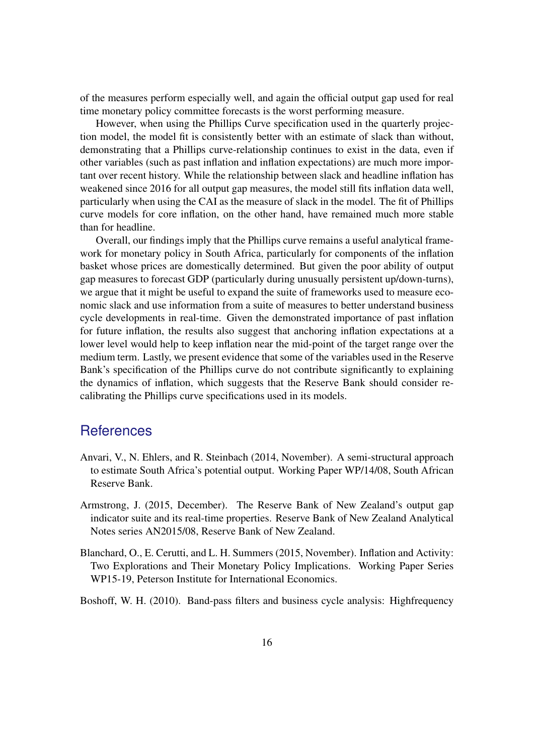of the measures perform especially well, and again the official output gap used for real time monetary policy committee forecasts is the worst performing measure.

However, when using the Phillips Curve specification used in the quarterly projection model, the model fit is consistently better with an estimate of slack than without, demonstrating that a Phillips curve-relationship continues to exist in the data, even if other variables (such as past inflation and inflation expectations) are much more important over recent history. While the relationship between slack and headline inflation has weakened since 2016 for all output gap measures, the model still fits inflation data well, particularly when using the CAI as the measure of slack in the model. The fit of Phillips curve models for core inflation, on the other hand, have remained much more stable than for headline.

Overall, our findings imply that the Phillips curve remains a useful analytical framework for monetary policy in South Africa, particularly for components of the inflation basket whose prices are domestically determined. But given the poor ability of output gap measures to forecast GDP (particularly during unusually persistent up/down-turns), we argue that it might be useful to expand the suite of frameworks used to measure economic slack and use information from a suite of measures to better understand business cycle developments in real-time. Given the demonstrated importance of past inflation for future inflation, the results also suggest that anchoring inflation expectations at a lower level would help to keep inflation near the mid-point of the target range over the medium term. Lastly, we present evidence that some of the variables used in the Reserve Bank's specification of the Phillips curve do not contribute significantly to explaining the dynamics of inflation, which suggests that the Reserve Bank should consider recalibrating the Phillips curve specifications used in its models.

## References

Anvari, V., N. Ehlers, and R. Steinbach (2014, November). A semi-structural approach to estimate South Africa's potential output. Working Paper WP/14/08, South African Reserve Bank.

Armstrong, J. (2015, December). The Reserve Bank of New Zealand's output gap indicator suite and its real-time properties. Reserve Bank of New Zealand Analytical Notes series AN2015/08, Reserve Bank of New Zealand.

Blanchard, O., E. Cerutti, and L. H. Summers (2015, November). Inflation and Activity: Two Explorations and Their Monetary Policy Implications. Working Paper Series WP15-19, Peterson Institute for International Economics.

Boshoff, W. H. (2010). Band-pass filters and business cycle analysis: Highfrequency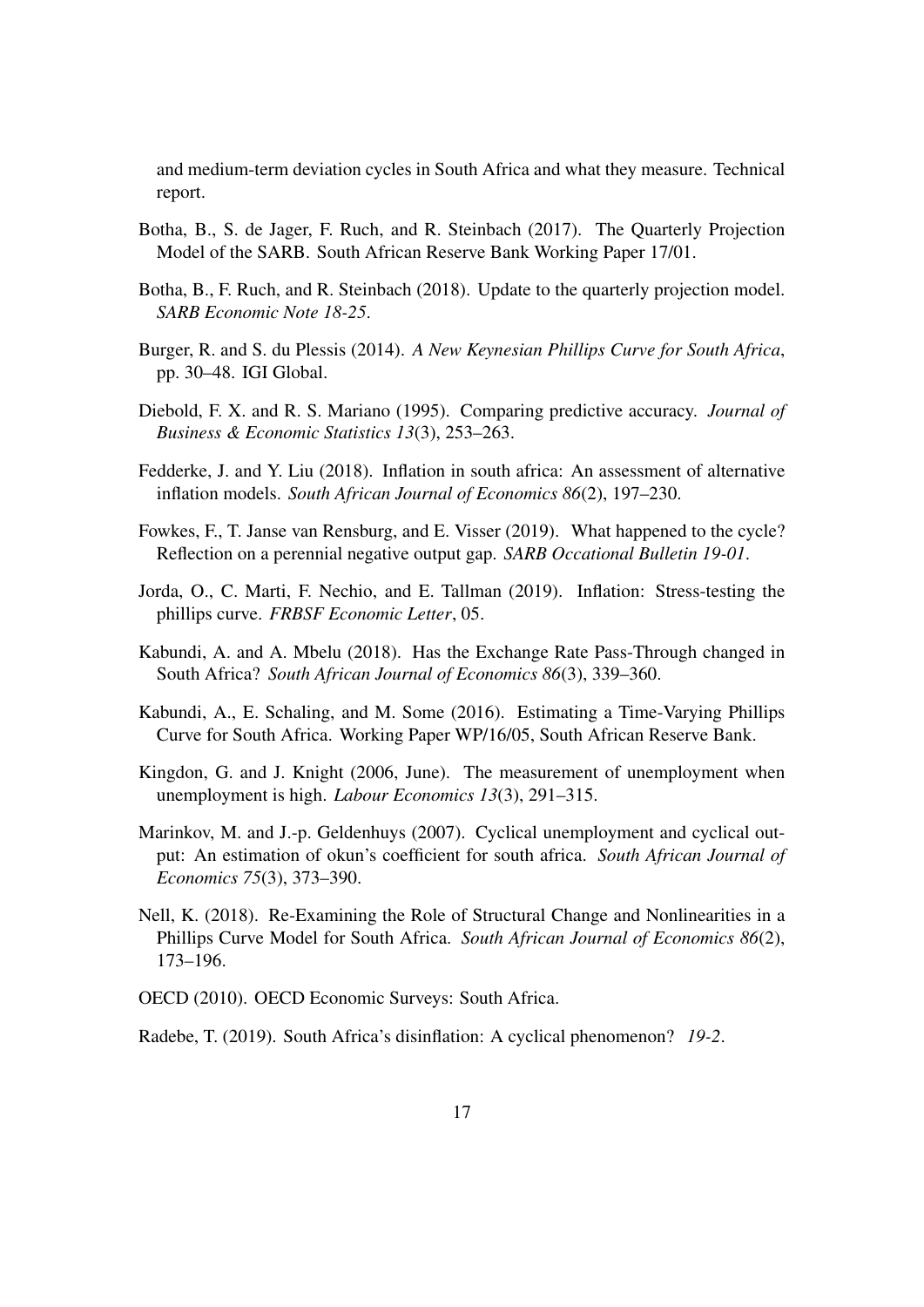and medium-term deviation cycles in South Africa and what they measure. Technical report.

Botha, B., S. de Jager, F. Ruch, and R. Steinbach (2017). The Quarterly Projection Model of the SARB. South African Reserve Bank Working Paper 17/01.

Botha, B., F. Ruch, and R. Steinbach (2018). Update to the quarterly projection model. *SARB Economic Note 18-25*.

Burger, R. and S. du Plessis (2014). *A New Keynesian Phillips Curve for South Africa*, pp. 30–48. IGI Global.

Diebold, F. X. and R. S. Mariano (1995). Comparing predictive accuracy. *Journal of Business & Economic Statistics 13*(3), 253–263.

Fedderke, J. and Y. Liu (2018). Inflation in south africa: An assessment of alternative inflation models. *South African Journal of Economics 86*(2), 197–230.

Fowkes, F., T. Janse van Rensburg, and E. Visser (2019). What happened to the cycle? Reflection on a perennial negative output gap. *SARB Occational Bulletin 19-01*.

Jorda, O., C. Marti, F. Nechio, and E. Tallman (2019). Inflation: Stress-testing the phillips curve. *FRBSF Economic Letter*, 05.

Kabundi, A. and A. Mbelu (2018). Has the Exchange Rate Pass-Through changed in South Africa? *South African Journal of Economics 86*(3), 339–360.

Kabundi, A., E. Schaling, and M. Some (2016). Estimating a Time-Varying Phillips Curve for South Africa. Working Paper WP/16/05, South African Reserve Bank.

Kingdon, G. and J. Knight (2006, June). The measurement of unemployment when unemployment is high. *Labour Economics 13*(3), 291–315.

Marinkov, M. and J.-p. Geldenhuys (2007). Cyclical unemployment and cyclical output: An estimation of okun's coefficient for south africa. *South African Journal of Economics 75*(3), 373–390.

Nell, K. (2018). Re-Examining the Role of Structural Change and Nonlinearities in a Phillips Curve Model for South Africa. *South African Journal of Economics 86*(2), 173–196.

OECD (2010). OECD Economic Surveys: South Africa.

Radebe, T. (2019). South Africa's disinflation: A cyclical phenomenon? *19-2*.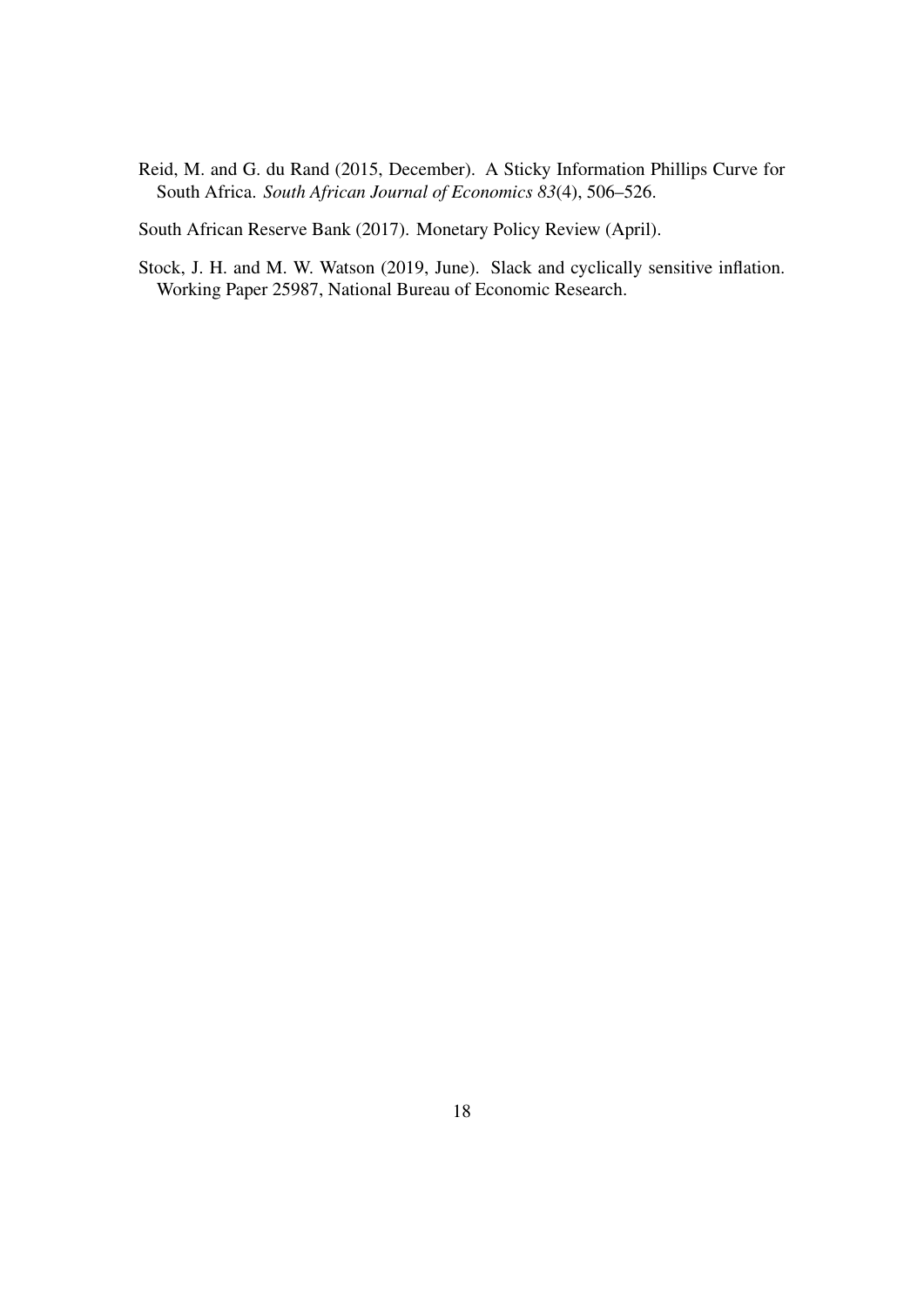Reid, M. and G. du Rand (2015, December). A Sticky Information Phillips Curve for South Africa. *South African Journal of Economics 83*(4), 506–526.

South African Reserve Bank (2017). Monetary Policy Review (April).

Stock, J. H. and M. W. Watson (2019, June). Slack and cyclically sensitive inflation. Working Paper 25987, National Bureau of Economic Research.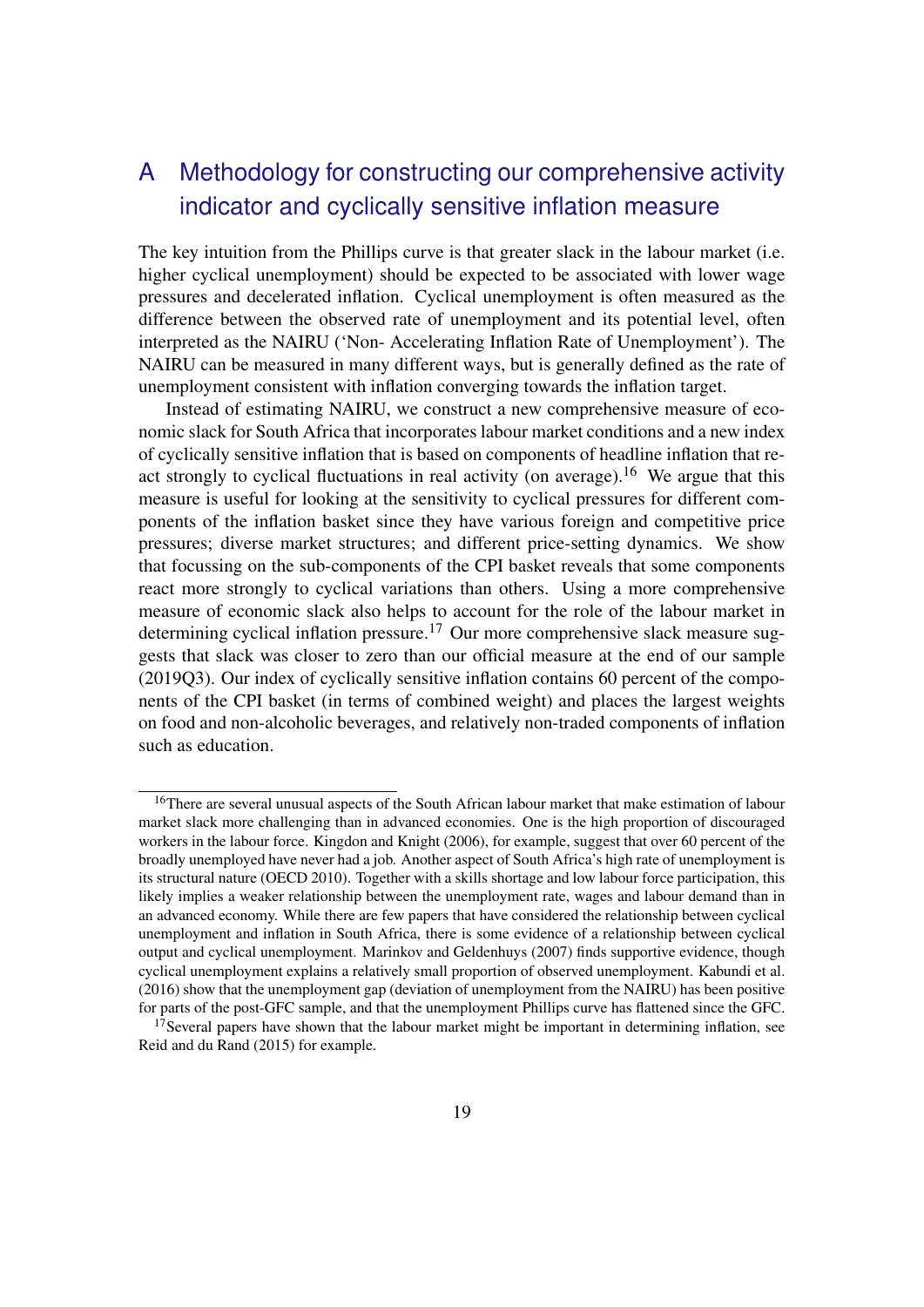# A Methodology for constructing our comprehensive activity indicator and cyclically sensitive inflation measure

The key intuition from the Phillips curve is that greater slack in the labour market (i.e. higher cyclical unemployment) should be expected to be associated with lower wage pressures and decelerated inflation. Cyclical unemployment is often measured as the difference between the observed rate of unemployment and its potential level, often interpreted as the NAIRU ('Non- Accelerating Inflation Rate of Unemployment'). The NAIRU can be measured in many different ways, but is generally defined as the rate of unemployment consistent with inflation converging towards the inflation target.

Instead of estimating NAIRU, we construct a new comprehensive measure of economic slack for South Africa that incorporates labour market conditions and a new index of cyclically sensitive inflation that is based on components of headline inflation that react strongly to cyclical fluctuations in real activity (on average).[16] We argue that this measure is useful for looking at the sensitivity to cyclical pressures for different components of the inflation basket since they have various foreign and competitive price pressures; diverse market structures; and different price-setting dynamics. We show that focussing on the sub-components of the CPI basket reveals that some components react more strongly to cyclical variations than others. Using a more comprehensive measure of economic slack also helps to account for the role of the labour market in determining cyclical inflation pressure.[17] Our more comprehensive slack measure suggests that slack was closer to zero than our official measure at the end of our sample (2019Q3). Our index of cyclically sensitive inflation contains 60 percent of the components of the CPI basket (in terms of combined weight) and places the largest weights on food and non-alcoholic beverages, and relatively non-traded components of inflation such as education.

---

[16] There are several unusual aspects of the South African labour market that make estimation of labour market slack more challenging than in advanced economies. One is the high proportion of discouraged workers in the labour force. Kingdon and Knight (2006), for example, suggest that over 60 percent of the broadly unemployed have never had a job. Another aspect of South Africa's high rate of unemployment is its structural nature (OECD 2010). Together with a skills shortage and low labour force participation, this likely implies a weaker relationship between the unemployment rate, wages and labour demand than in an advanced economy. While there are few papers that have considered the relationship between cyclical unemployment and inflation in South Africa, there is some evidence of a relationship between cyclical output and cyclical unemployment. Marinkov and Geldenhuys (2007) finds supportive evidence, though cyclical unemployment explains a relatively small proportion of observed unemployment. Kabundi et al. (2016) show that the unemployment gap (deviation of unemployment from the NAIRU) has been positive for parts of the post-GFC sample, and that the unemployment Phillips curve has flattened since the GFC.

[17] Several papers have shown that the labour market might be important in determining inflation, see Reid and du Rand (2015) for example.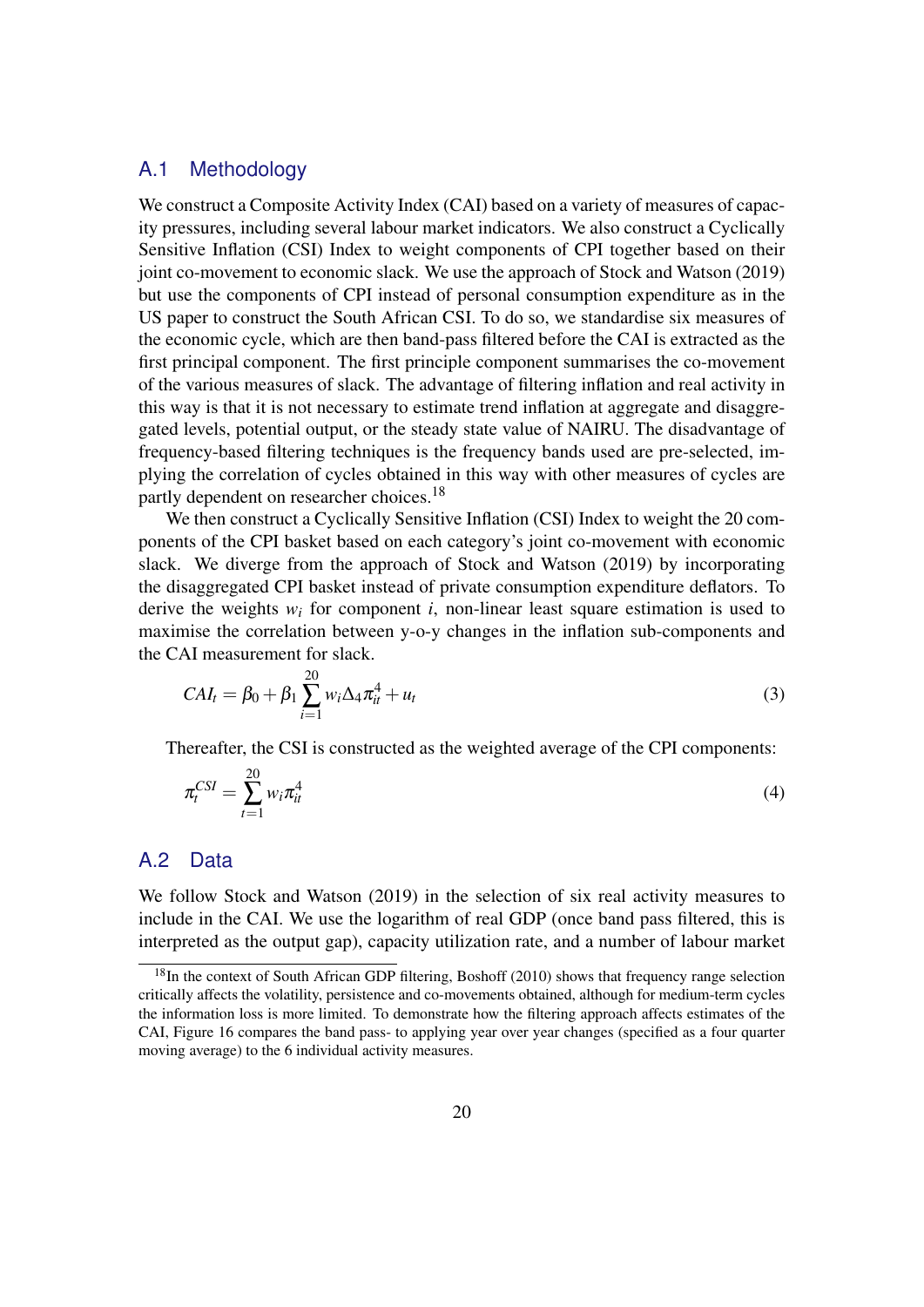## A.1 Methodology

We construct a Composite Activity Index (CAI) based on a variety of measures of capacity pressures, including several labour market indicators. We also construct a Cyclically Sensitive Inflation (CSI) Index to weight components of CPI together based on their joint co-movement to economic slack. We use the approach of Stock and Watson (2019) but use the components of CPI instead of personal consumption expenditure as in the US paper to construct the South African CSI. To do so, we standardise six measures of the economic cycle, which are then band-pass filtered before the CAI is extracted as the first principal component. The first principle component summarises the co-movement of the various measures of slack. The advantage of filtering inflation and real activity in this way is that it is not necessary to estimate trend inflation at aggregate and disaggregated levels, potential output, or the steady state value of NAIRU. The disadvantage of frequency-based filtering techniques is the frequency bands used are pre-selected, implying the correlation of cycles obtained in this way with other measures of cycles are partly dependent on researcher choices.[18]

We then construct a Cyclically Sensitive Inflation (CSI) Index to weight the 20 components of the CPI basket based on each category's joint co-movement with economic slack. We diverge from the approach of Stock and Watson (2019) by incorporating the disaggregated CPI basket instead of private consumption expenditure deflators. To derive the weights $w_i$ for component $i$, non-linear least square estimation is used to maximise the correlation between y-o-y changes in the inflation sub-components and the CAI measurement for slack.

$$CAI_t = \beta_0 + \beta_1 \sum_{i=1}^{20} w_i \Delta_4 \pi_{it}^4 + u_t \tag{3}$$

Thereafter, the CSI is constructed as the weighted average of the CPI components:

$$\pi_t^{CSI} = \sum_{t=1}^{20} w_i \pi_{it}^4 \tag{4}$$

## A.2 Data

We follow Stock and Watson (2019) in the selection of six real activity measures to include in the CAI. We use the logarithm of real GDP (once band pass filtered, this is interpreted as the output gap), capacity utilization rate, and a number of labour market

[18] In the context of South African GDP filtering, Boshoff (2010) shows that frequency range selection critically affects the volatility, persistence and co-movements obtained, although for medium-term cycles the information loss is more limited. To demonstrate how the filtering approach affects estimates of the CAI, Figure 16 compares the band pass- to applying year over year changes (specified as a four quarter moving average) to the 6 individual activity measures.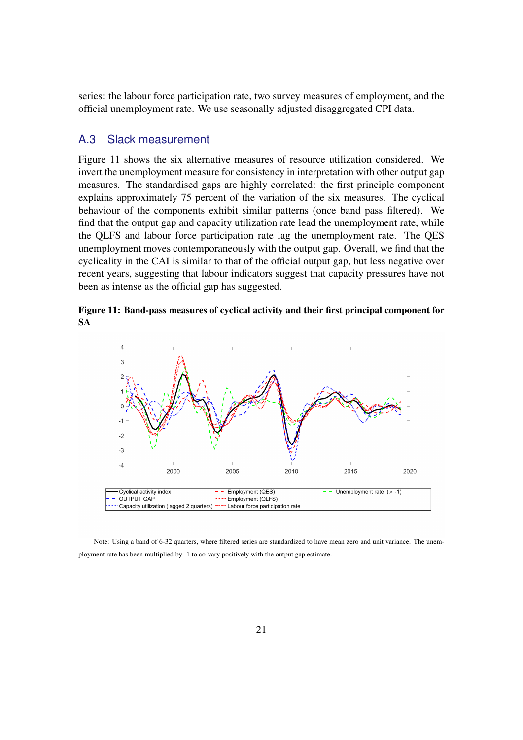series: the labour force participation rate, two survey measures of employment, and the official unemployment rate. We use seasonally adjusted disaggregated CPI data.

## A.3 Slack measurement

Figure 11 shows the six alternative measures of resource utilization considered. We invert the unemployment measure for consistency in interpretation with other output gap measures. The standardised gaps are highly correlated: the first principle component explains approximately 75 percent of the variation of the six measures. The cyclical behaviour of the components exhibit similar patterns (once band pass filtered). We find that the output gap and capacity utilization rate lead the unemployment rate, while the QLFS and labour force participation rate lag the unemployment rate. The QES unemployment moves contemporaneously with the output gap. Overall, we find that the cyclicality in the CAI is similar to that of the official output gap, but less negative over recent years, suggesting that labour indicators suggest that capacity pressures have not been as intense as the official gap has suggested.

**Figure 11: Band-pass measures of cyclical activity and their first principal component for SA**

Note: Using a band of 6-32 quarters, where filtered series are standardized to have mean zero and unit variance. The unemployment rate has been multiplied by -1 to co-vary positively with the output gap estimate.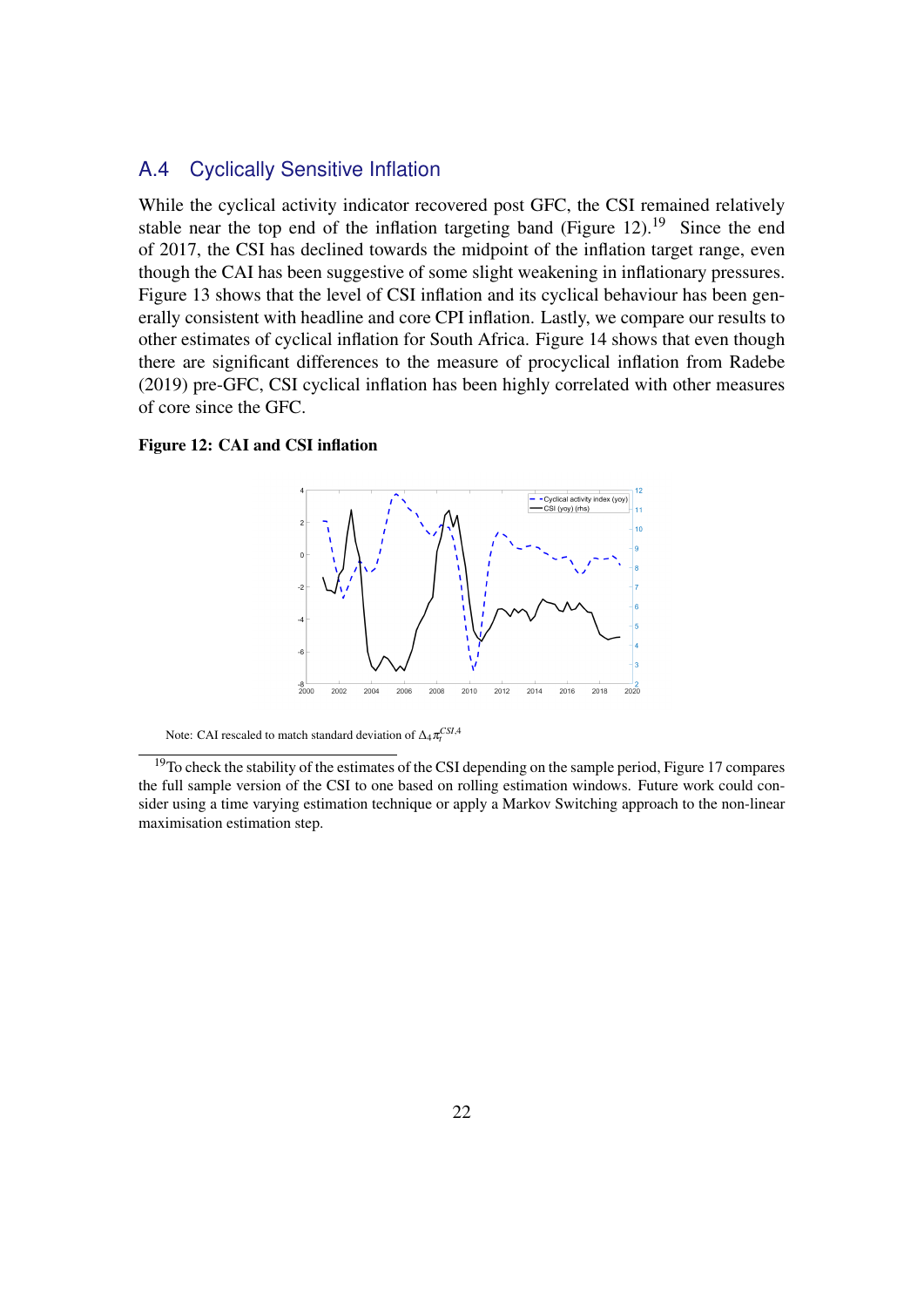## A.4 Cyclically Sensitive Inflation

While the cyclical activity indicator recovered post GFC, the CSI remained relatively stable near the top end of the inflation targeting band (Figure 12).[19] Since the end of 2017, the CSI has declined towards the midpoint of the inflation target range, even though the CAI has been suggestive of some slight weakening in inflationary pressures. Figure 13 shows that the level of CSI inflation and its cyclical behaviour has been generally consistent with headline and core CPI inflation. Lastly, we compare our results to other estimates of cyclical inflation for South Africa. Figure 14 shows that even though there are significant differences to the measure of procyclical inflation from Radebe (2019) pre-GFC, CSI cyclical inflation has been highly correlated with other measures of core since the GFC.

**Figure 12: CAI and CSI inflation**

Note: CAI rescaled to match standard deviation of $\Delta_4 \pi_t^{CSI,4}$

[19] To check the stability of the estimates of the CSI depending on the sample period, Figure 17 compares the full sample version of the CSI to one based on rolling estimation windows. Future work could consider using a time varying estimation technique or apply a Markov Switching approach to the non-linear maximisation estimation step.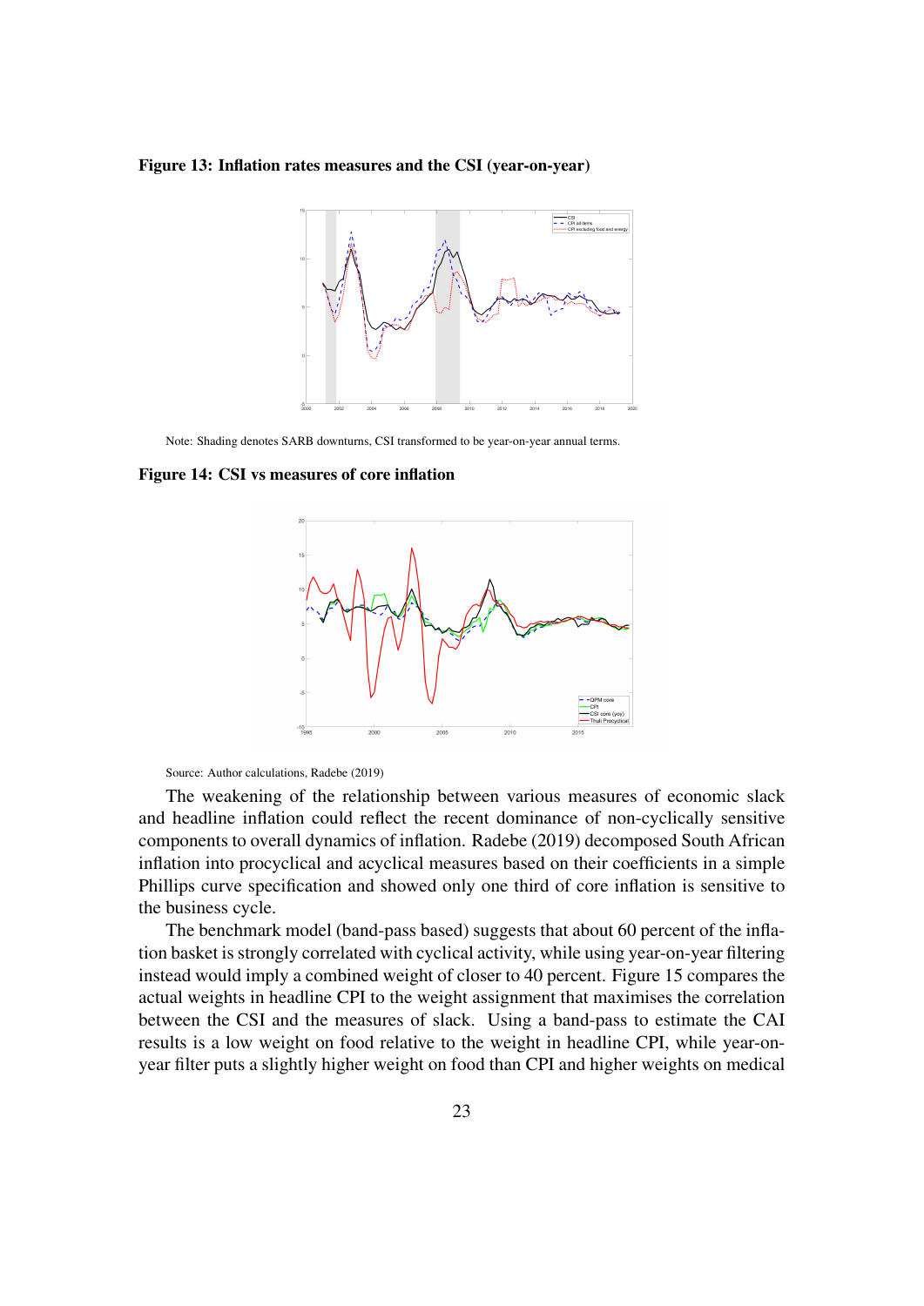**Figure 13: Inflation rates measures and the CSI (year-on-year)**

Note: Shading denotes SARB downturns, CSI transformed to be year-on-year annual terms.

**Figure 14: CSI vs measures of core inflation**

Source: Author calculations, Radebe (2019)

The weakening of the relationship between various measures of economic slack and headline inflation could reflect the recent dominance of non-cyclically sensitive components to overall dynamics of inflation. Radebe (2019) decomposed South African inflation into procyclical and acyclical measures based on their coefficients in a simple Phillips curve specification and showed only one third of core inflation is sensitive to the business cycle.

The benchmark model (band-pass based) suggests that about 60 percent of the inflation basket is strongly correlated with cyclical activity, while using year-on-year filtering instead would imply a combined weight of closer to 40 percent. Figure 15 compares the actual weights in headline CPI to the weight assignment that maximises the correlation between the CSI and the measures of slack. Using a band-pass to estimate the CAI results is a low weight on food relative to the weight in headline CPI, while year-on-year filter puts a slightly higher weight on food than CPI and higher weights on medical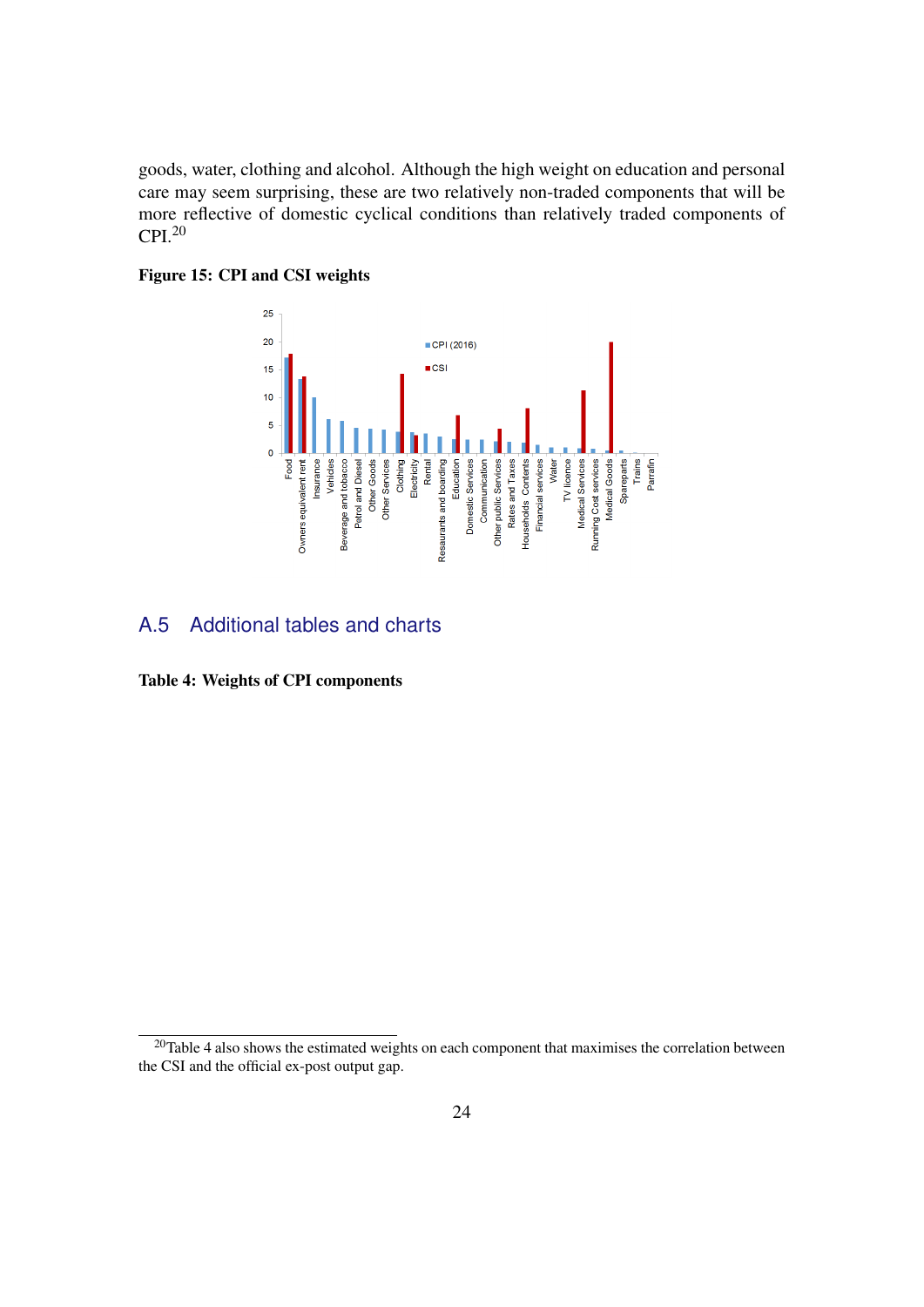goods, water, clothing and alcohol. Although the high weight on education and personal care may seem surprising, these are two relatively non-traded components that will be more reflective of domestic cyclical conditions than relatively traded components of CPI.[20]

**Figure 15: CPI and CSI weights**

## A.5 Additional tables and charts

**Table 4: Weights of CPI components**

[20] Table 4 also shows the estimated weights on each component that maximises the correlation between the CSI and the official ex-post output gap.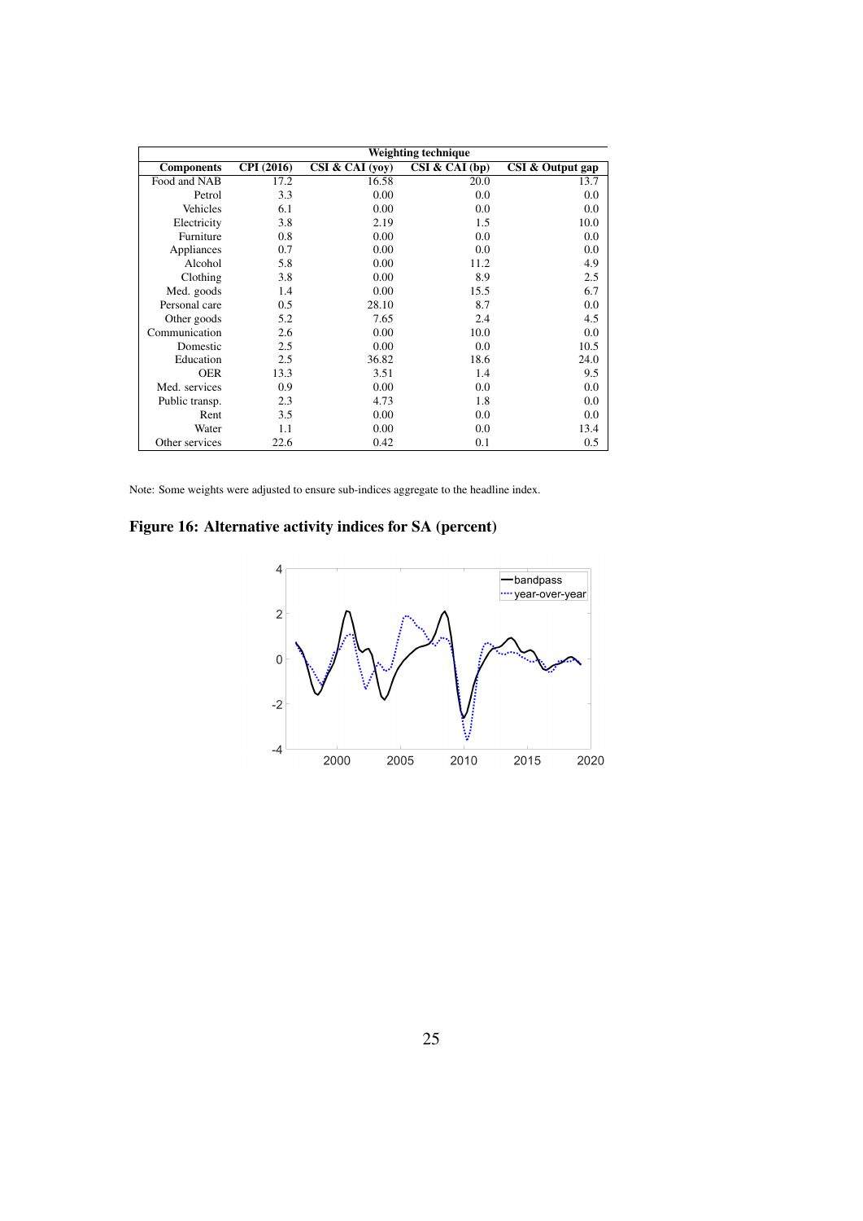| | Weighting technique | | | |
|---|---|---|---|---|
| **Components** | **CPI (2016)** | **CSI & CAI (yoy)** | **CSI & CAI (bp)** | **CSI & Output gap** |
| Food and NAB | 17.2 | 16.58 | 20.0 | 13.7 |
| Petrol | 3.3 | 0.00 | 0.0 | 0.0 |
| Vehicles | 6.1 | 0.00 | 0.0 | 0.0 |
| Electricity | 3.8 | 2.19 | 1.5 | 10.0 |
| Furniture | 0.8 | 0.00 | 0.0 | 0.0 |
| Appliances | 0.7 | 0.00 | 0.0 | 0.0 |
| Alcohol | 5.8 | 0.00 | 11.2 | 4.9 |
| Clothing | 3.8 | 0.00 | 8.9 | 2.5 |
| Med. goods | 1.4 | 0.00 | 15.5 | 6.7 |
| Personal care | 0.5 | 28.10 | 8.7 | 0.0 |
| Other goods | 5.2 | 7.65 | 2.4 | 4.5 |
| Communication | 2.6 | 0.00 | 10.0 | 0.0 |
| Domestic | 2.5 | 0.00 | 0.0 | 10.5 |
| Education | 2.5 | 36.82 | 18.6 | 24.0 |
| OER | 13.3 | 3.51 | 1.4 | 9.5 |
| Med. services | 0.9 | 0.00 | 0.0 | 0.0 |
| Public transp. | 2.3 | 4.73 | 1.8 | 0.0 |
| Rent | 3.5 | 0.00 | 0.0 | 0.0 |
| Water | 1.1 | 0.00 | 0.0 | 13.4 |
| Other services | 22.6 | 0.42 | 0.1 | 0.5 |

Note: Some weights were adjusted to ensure sub-indices aggregate to the headline index.

**Figure 16: Alternative activity indices for SA (percent)**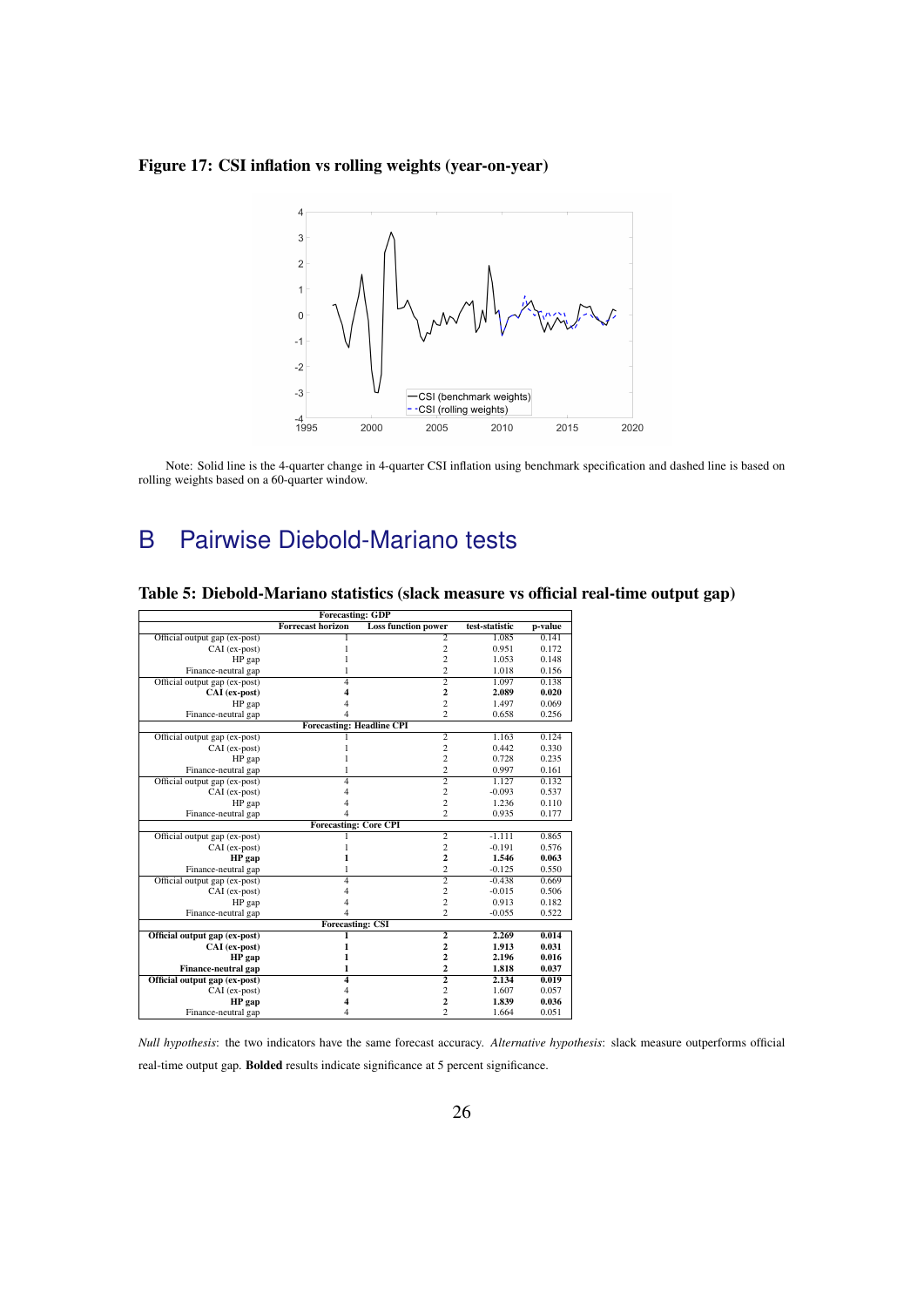**Figure 17: CSI inflation vs rolling weights (year-on-year)**

4
3
2
1
0
-1
-2
-3
-4
1995
2000
2005
2010
2015
2020

CSI (benchmark weights)
CSI (rolling weights)

Note: Solid line is the 4-quarter change in 4-quarter CSI inflation using benchmark specification and dashed line is based on rolling weights based on a 60-quarter window.

# B Pairwise Diebold-Mariano tests

**Table 5: Diebold-Mariano statistics (slack measure vs official real-time output gap)**

| | Forrecast horizon | Loss function power | test-statistic | p-value |
|---|---|---|---|---|
| **Forecasting: GDP** | | | | |
| Official output gap (ex-post) | 1 | 2 | 1.085 | 0.141 |
| CAI (ex-post) | 1 | 2 | 0.951 | 0.172 |
| HP gap | 1 | 2 | 1.053 | 0.148 |
| Finance-neutral gap | 1 | 2 | 1.018 | 0.156 |
| Official output gap (ex-post) | 4 | 2 | 1.097 | 0.138 |
| **CAI (ex-post)** | **4** | **2** | **2.089** | **0.020** |
| HP gap | 4 | 2 | 1.497 | 0.069 |
| Finance-neutral gap | 4 | 2 | 0.658 | 0.256 |
| **Forecasting: Headline CPI** | | | | |
| Official output gap (ex-post) | 1 | 2 | 1.163 | 0.124 |
| CAI (ex-post) | 1 | 2 | 0.442 | 0.330 |
| HP gap | 1 | 2 | 0.728 | 0.235 |
| Finance-neutral gap | 1 | 2 | 0.997 | 0.161 |
| Official output gap (ex-post) | 4 | 2 | 1.127 | 0.132 |
| CAI (ex-post) | 4 | 2 | -0.093 | 0.537 |
| HP gap | 4 | 2 | 1.236 | 0.110 |
| Finance-neutral gap | 4 | 2 | 0.935 | 0.177 |
| **Forecasting: Core CPI** | | | | |
| Official output gap (ex-post) | 1 | 2 | -1.111 | 0.865 |
| CAI (ex-post) | 1 | 2 | -0.191 | 0.576 |
| **HP gap** | **1** | **2** | **1.546** | **0.063** |
| Finance-neutral gap | 1 | 2 | -0.125 | 0.550 |
| Official output gap (ex-post) | 4 | 2 | -0.438 | 0.669 |
| CAI (ex-post) | 4 | 2 | -0.015 | 0.506 |
| HP gap | 4 | 2 | 0.913 | 0.182 |
| Finance-neutral gap | 4 | 2 | -0.055 | 0.522 |
| **Forecasting: CSI** | | | | |
| **Official output gap (ex-post)** | **1** | **2** | **2.269** | **0.014** |
| **CAI (ex-post)** | **1** | **2** | **1.913** | **0.031** |
| **HP gap** | **1** | **2** | **2.196** | **0.016** |
| **Finance-neutral gap** | **1** | **2** | **1.818** | **0.037** |
| **Official output gap (ex-post)** | **4** | **2** | **2.134** | **0.019** |
| CAI (ex-post) | 4 | 2 | 1.607 | 0.057 |
| **HP gap** | **4** | **2** | **1.839** | **0.036** |
| Finance-neutral gap | 4 | 2 | 1.664 | 0.051 |

*Null hypothesis*: the two indicators have the same forecast accuracy. *Alternative hypothesis*: slack measure outperforms official real-time output gap. **Bolded** results indicate significance at 5 percent significance.